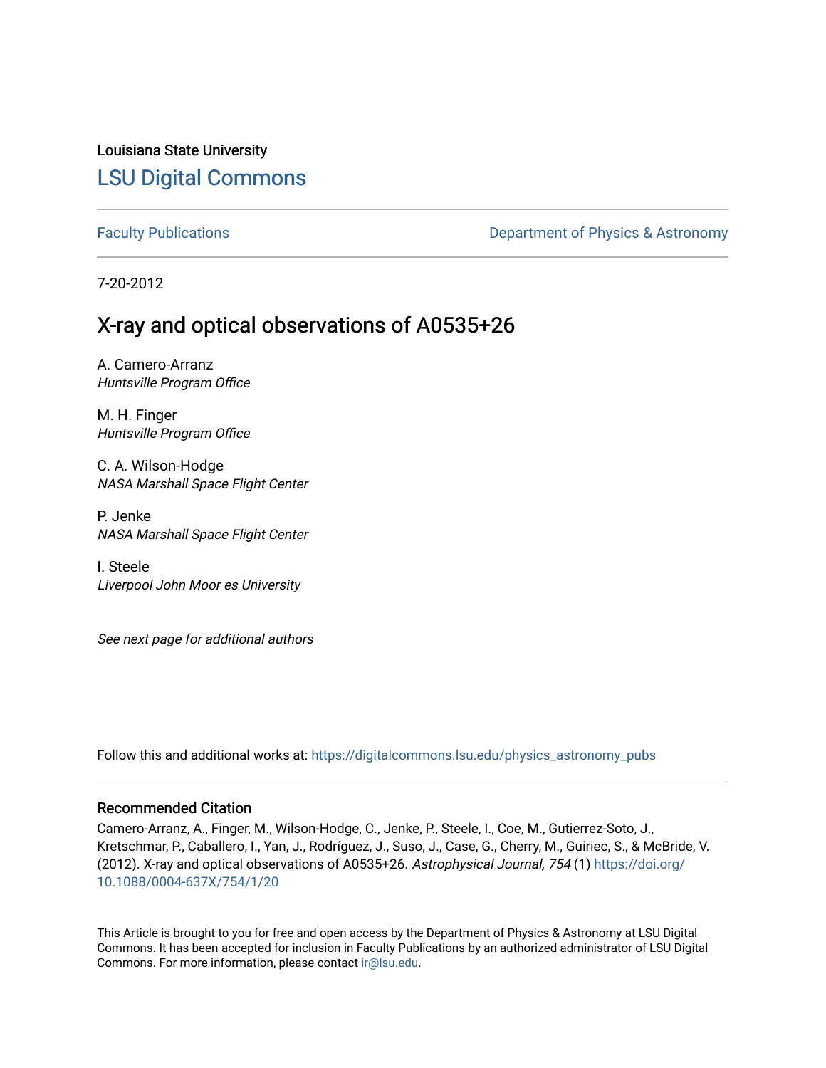Louisiana State University

# LSU Digital Commons

Faculty Publications | Department of Physics & Astronomy

7-20-2012

## X-ray and optical observations of A0535+26

A. Camero-Arranz
*Huntsville Program Office*

M. H. Finger
*Huntsville Program Office*

C. A. Wilson-Hodge
*NASA Marshall Space Flight Center*

P. Jenke
*NASA Marshall Space Flight Center*

I. Steele
*Liverpool John Moor es University*

*See next page for additional authors*

Follow this and additional works at: https://digitalcommons.lsu.edu/physics_astronomy_pubs

### Recommended Citation

Camero-Arranz, A., Finger, M., Wilson-Hodge, C., Jenke, P., Steele, I., Coe, M., Gutierrez-Soto, J., Kretschmar, P., Caballero, I., Yan, J., Rodríguez, J., Suso, J., Case, G., Cherry, M., Guiriec, S., & McBride, V. (2012). X-ray and optical observations of A0535+26. *Astrophysical Journal, 754* (1) https://doi.org/10.1088/0004-637X/754/1/20

This Article is brought to you for free and open access by the Department of Physics & Astronomy at LSU Digital Commons. It has been accepted for inclusion in Faculty Publications by an authorized administrator of LSU Digital Commons. For more information, please contact ir@lsu.edu.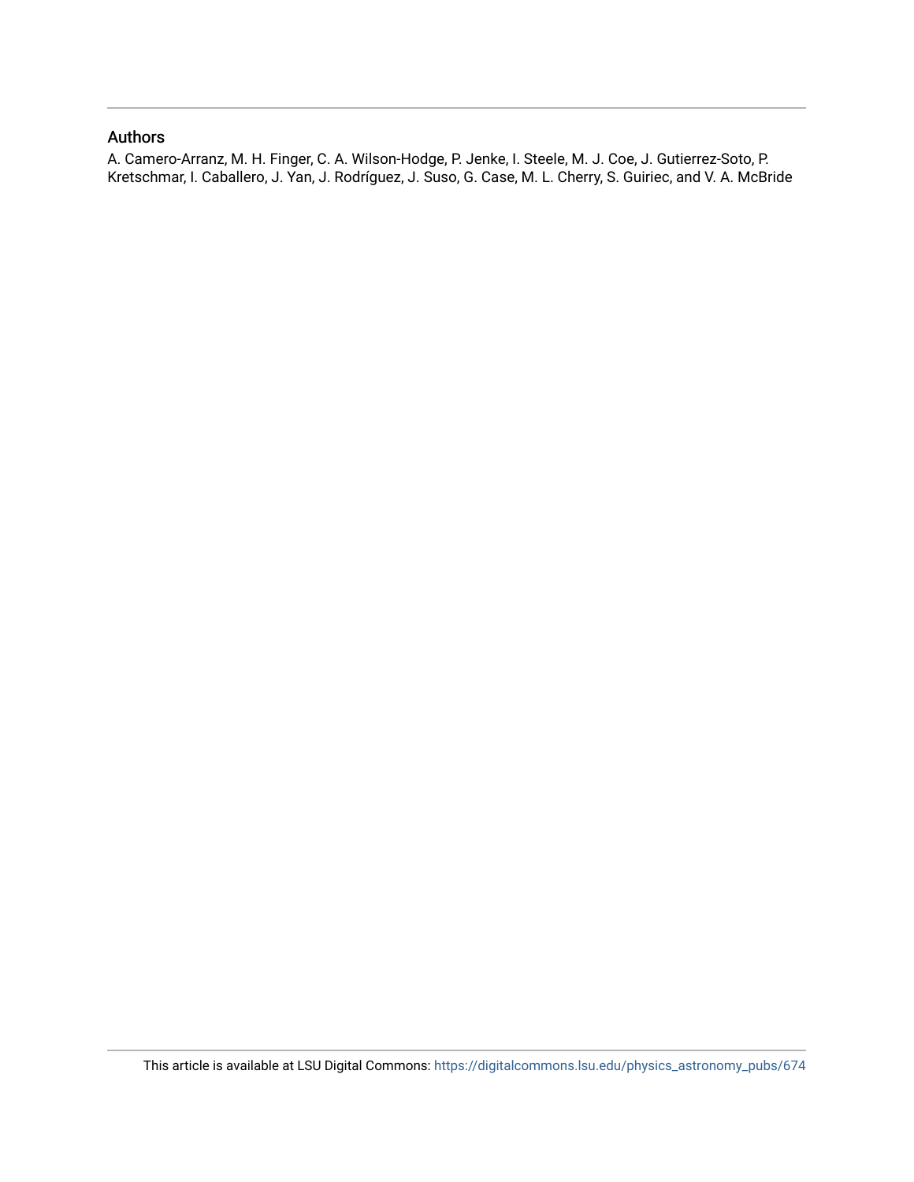## Authors

A. Camero-Arranz, M. H. Finger, C. A. Wilson-Hodge, P. Jenke, I. Steele, M. J. Coe, J. Gutierrez-Soto, P. Kretschmar, I. Caballero, J. Yan, J. Rodríguez, J. Suso, G. Case, M. L. Cherry, S. Guiriec, and V. A. McBride

This article is available at LSU Digital Commons: https://digitalcommons.lsu.edu/physics_astronomy_pubs/674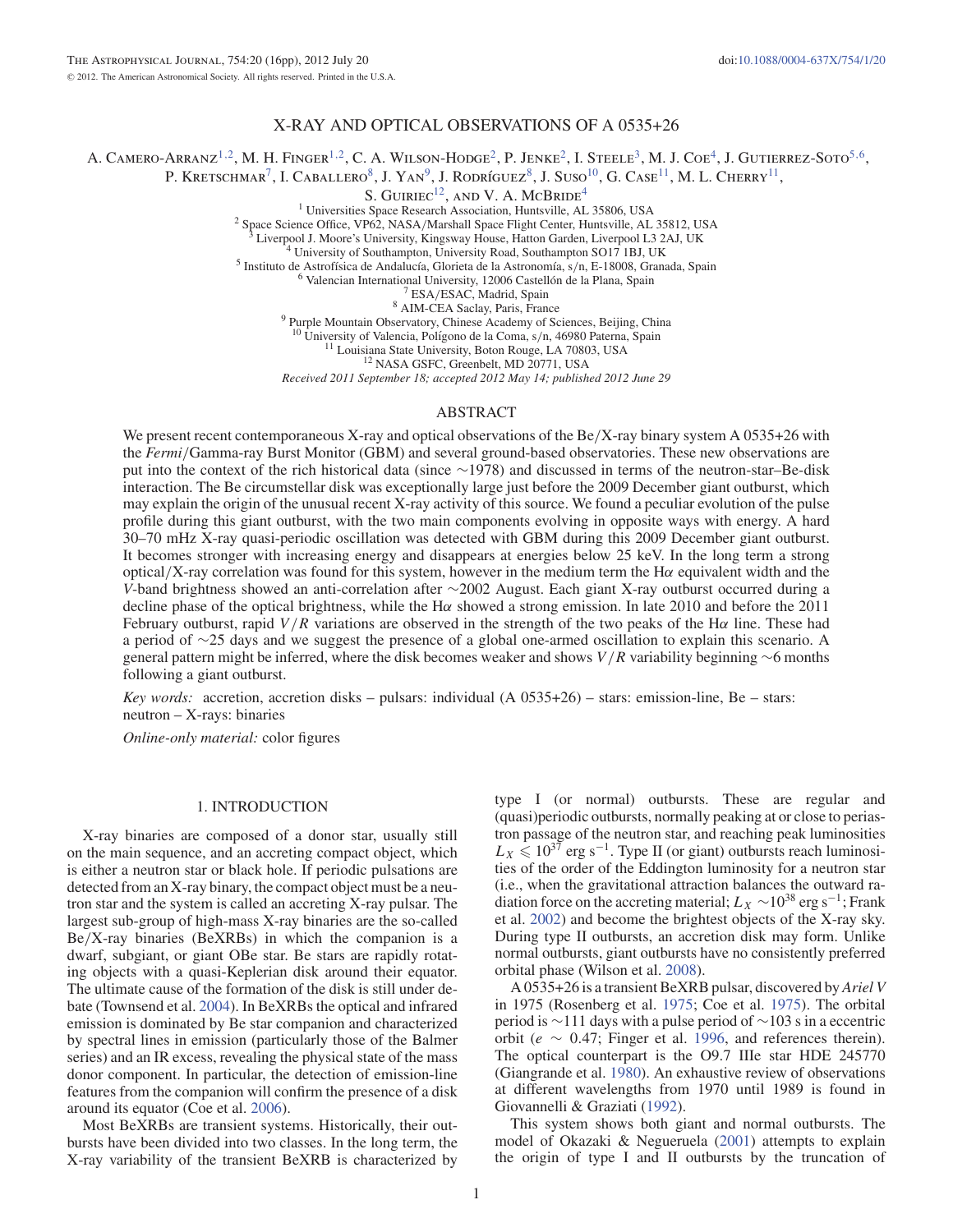# X-RAY AND OPTICAL OBSERVATIONS OF A 0535+26

A. Camero-Arranz[1,2], M. H. Finger[1,2], C. A. Wilson-Hodge[2], P. Jenke[2], I. Steele[3], M. J. Coe[4], J. Gutierrez-Soto[5,6], P. Kretschmar[7], I. Caballero[8], J. Yan[9], J. Rodríguez[8], J. Suso[10], G. Case[11], M. L. Cherry[11], S. Guiriec[12], and V. A. McBride[4]

[1] Universities Space Research Association, Huntsville, AL 35806, USA
[2] Space Science Office, VP62, NASA/Marshall Space Flight Center, Huntsville, AL 35812, USA
[3] Liverpool J. Moore's University, Kingsway House, Hatton Garden, Liverpool L3 2AJ, UK
[4] University of Southampton, University Road, Southampton SO17 1BJ, UK
[5] Instituto de Astrofísica de Andalucía, Glorieta de la Astronomía, s/n, E-18008, Granada, Spain
[6] Valencian International University, 12006 Castellón de la Plana, Spain
[7] ESA/ESAC, Madrid, Spain
[8] AIM-CEA Saclay, Paris, France
[9] Purple Mountain Observatory, Chinese Academy of Sciences, Beijing, China
[10] University of Valencia, Polígono de la Coma, s/n, 46980 Paterna, Spain
[11] Louisiana State University, Boton Rouge, LA 70803, USA
[12] NASA GSFC, Greenbelt, MD 20771, USA

*Received 2011 September 18; accepted 2012 May 14; published 2012 June 29*

## ABSTRACT

We present recent contemporaneous X-ray and optical observations of the Be/X-ray binary system A 0535+26 with the *Fermi*/Gamma-ray Burst Monitor (GBM) and several ground-based observatories. These new observations are put into the context of the rich historical data (since ∼1978) and discussed in terms of the neutron-star–Be-disk interaction. The Be circumstellar disk was exceptionally large just before the 2009 December giant outburst, which may explain the origin of the unusual recent X-ray activity of this source. We found a peculiar evolution of the pulse profile during this giant outburst, with the two main components evolving in opposite ways with energy. A hard 30–70 mHz X-ray quasi-periodic oscillation was detected with GBM during this 2009 December giant outburst. It becomes stronger with increasing energy and disappears at energies below 25 keV. In the long term a strong optical/X-ray correlation was found for this system, however in the medium term the Hα equivalent width and the $V$-band brightness showed an anti-correlation after ∼2002 August. Each giant X-ray outburst occurred during a decline phase of the optical brightness, while the Hα showed a strong emission. In late 2010 and before the 2011 February outburst, rapid $V/R$ variations are observed in the strength of the two peaks of the Hα line. These had a period of ∼25 days and we suggest the presence of a global one-armed oscillation to explain this scenario. A general pattern might be inferred, where the disk becomes weaker and shows $V/R$ variability beginning ∼6 months following a giant outburst.

*Key words:* accretion, accretion disks – pulsars: individual (A 0535+26) – stars: emission-line, Be – stars: neutron – X-rays: binaries

*Online-only material:* color figures

## 1. INTRODUCTION

X-ray binaries are composed of a donor star, usually still on the main sequence, and an accreting compact object, which is either a neutron star or black hole. If periodic pulsations are detected from an X-ray binary, the compact object must be a neutron star and the system is called an accreting X-ray pulsar. The largest sub-group of high-mass X-ray binaries are the so-called Be/X-ray binaries (BeXRBs) in which the companion is a dwarf, subgiant, or giant OBe star. Be stars are rapidly rotating objects with a quasi-Keplerian disk around their equator. The ultimate cause of the formation of the disk is still under debate (Townsend et al. 2004). In BeXRBs the optical and infrared emission is dominated by Be star companion and characterized by spectral lines in emission (particularly those of the Balmer series) and an IR excess, revealing the physical state of the mass donor component. In particular, the detection of emission-line features from the companion will confirm the presence of a disk around its equator (Coe et al. 2006).

Most BeXRBs are transient systems. Historically, their outbursts have been divided into two classes. In the long term, the X-ray variability of the transient BeXRB is characterized by type I (or normal) outbursts. These are regular and (quasi)periodic outbursts, normally peaking at or close to periastron passage of the neutron star, and reaching peak luminosities $L_X \leqslant 10^{37}$ erg s$^{-1}$. Type II (or giant) outbursts reach luminosities of the order of the Eddington luminosity for a neutron star (i.e., when the gravitational attraction balances the outward radiation force on the accreting material; $L_X \sim 10^{38}$ erg s$^{-1}$; Frank et al. 2002) and become the brightest objects of the X-ray sky. During type II outbursts, an accretion disk may form. Unlike normal outbursts, giant outbursts have no consistently preferred orbital phase (Wilson et al. 2008).

A 0535+26 is a transient BeXRB pulsar, discovered by *Ariel V* in 1975 (Rosenberg et al. 1975; Coe et al. 1975). The orbital period is ∼111 days with a pulse period of ∼103 s in a eccentric orbit ($e \sim 0.47$; Finger et al. 1996, and references therein). The optical counterpart is the O9.7 IIIe star HDE 245770 (Giangrande et al. 1980). An exhaustive review of observations at different wavelengths from 1970 until 1989 is found in Giovannelli & Graziati (1992).

This system shows both giant and normal outbursts. The model of Okazaki & Negueruela (2001) attempts to explain the origin of type I and II outbursts by the truncation of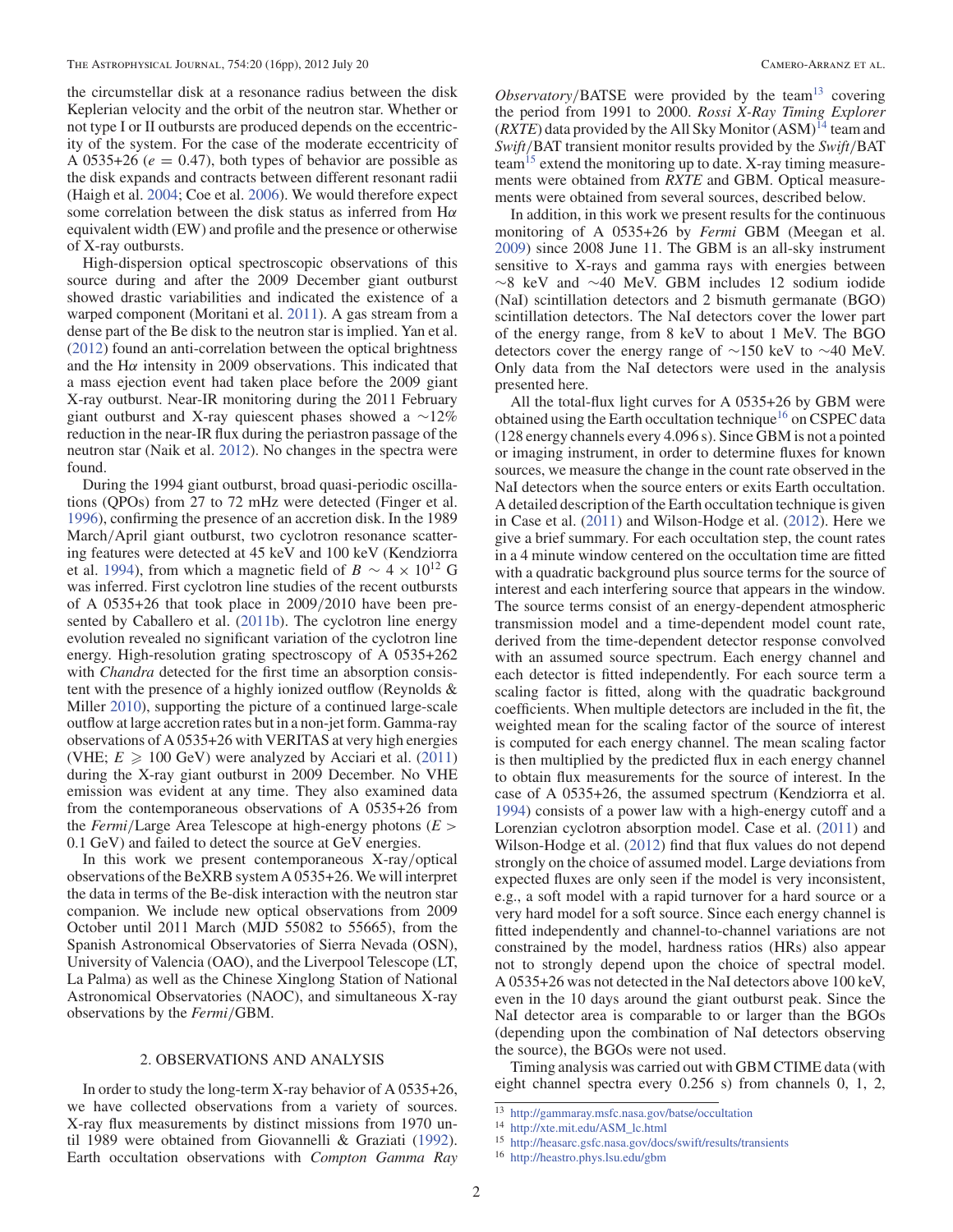the circumstellar disk at a resonance radius between the disk Keplerian velocity and the orbit of the neutron star. Whether or not type I or II outbursts are produced depends on the eccentricity of the system. For the case of the moderate eccentricity of A 0535+26 ($e = 0.47$), both types of behavior are possible as the disk expands and contracts between different resonant radii (Haigh et al. 2004; Coe et al. 2006). We would therefore expect some correlation between the disk status as inferred from H$\alpha$ equivalent width (EW) and profile and the presence or otherwise of X-ray outbursts.

High-dispersion optical spectroscopic observations of this source during and after the 2009 December giant outburst showed drastic variabilities and indicated the existence of a warped component (Moritani et al. 2011). A gas stream from a dense part of the Be disk to the neutron star is implied. Yan et al. (2012) found an anti-correlation between the optical brightness and the H$\alpha$ intensity in 2009 observations. This indicated that a mass ejection event had taken place before the 2009 giant X-ray outburst. Near-IR monitoring during the 2011 February giant outburst and X-ray quiescent phases showed a $\sim$12% reduction in the near-IR flux during the periastron passage of the neutron star (Naik et al. 2012). No changes in the spectra were found.

During the 1994 giant outburst, broad quasi-periodic oscillations (QPOs) from 27 to 72 mHz were detected (Finger et al. 1996), confirming the presence of an accretion disk. In the 1989 March/April giant outburst, two cyclotron resonance scattering features were detected at 45 keV and 100 keV (Kendziorra et al. 1994), from which a magnetic field of $B \sim 4 \times 10^{12}$ G was inferred. First cyclotron line studies of the recent outbursts of A 0535+26 that took place in 2009/2010 have been presented by Caballero et al. (2011b). The cyclotron line energy evolution revealed no significant variation of the cyclotron line energy. High-resolution grating spectroscopy of A 0535+262 with *Chandra* detected for the first time an absorption consistent with the presence of a highly ionized outflow (Reynolds & Miller 2010), supporting the picture of a continued large-scale outflow at large accretion rates but in a non-jet form. Gamma-ray observations of A 0535+26 with VERITAS at very high energies (VHE; $E \geqslant 100$ GeV) were analyzed by Acciari et al. (2011) during the X-ray giant outburst in 2009 December. No VHE emission was evident at any time. They also examined data from the contemporaneous observations of A 0535+26 from the *Fermi*/Large Area Telescope at high-energy photons ($E > 0.1$ GeV) and failed to detect the source at GeV energies.

In this work we present contemporaneous X-ray/optical observations of the BeXRB system A 0535+26. We will interpret the data in terms of the Be-disk interaction with the neutron star companion. We include new optical observations from 2009 October until 2011 March (MJD 55082 to 55665), from the Spanish Astronomical Observatories of Sierra Nevada (OSN), University of Valencia (OAO), and the Liverpool Telescope (LT, La Palma) as well as the Chinese Xinglong Station of National Astronomical Observatories (NAOC), and simultaneous X-ray observations by the *Fermi*/GBM.

## 2. OBSERVATIONS AND ANALYSIS

In order to study the long-term X-ray behavior of A 0535+26, we have collected observations from a variety of sources. X-ray flux measurements by distinct missions from 1970 until 1989 were obtained from Giovannelli & Graziati (1992). Earth occultation observations with *Compton Gamma Ray Observatory*/BATSE were provided by the team[13] covering the period from 1991 to 2000. *Rossi X-Ray Timing Explorer* (*RXTE*) data provided by the All Sky Monitor (ASM)[14] team and *Swift*/BAT transient monitor results provided by the *Swift*/BAT team[15] extend the monitoring up to date. X-ray timing measurements were obtained from *RXTE* and GBM. Optical measurements were obtained from several sources, described below.

In addition, in this work we present results for the continuous monitoring of A 0535+26 by *Fermi* GBM (Meegan et al. 2009) since 2008 June 11. The GBM is an all-sky instrument sensitive to X-rays and gamma rays with energies between $\sim$8 keV and $\sim$40 MeV. GBM includes 12 sodium iodide (NaI) scintillation detectors and 2 bismuth germanate (BGO) scintillation detectors. The NaI detectors cover the lower part of the energy range, from 8 keV to about 1 MeV. The BGO detectors cover the energy range of $\sim$150 keV to $\sim$40 MeV. Only data from the NaI detectors were used in the analysis presented here.

All the total-flux light curves for A 0535+26 by GBM were obtained using the Earth occultation technique[16] on CSPEC data (128 energy channels every 4.096 s). Since GBM is not a pointed or imaging instrument, in order to determine fluxes for known sources, we measure the change in the count rate observed in the NaI detectors when the source enters or exits Earth occultation. A detailed description of the Earth occultation technique is given in Case et al. (2011) and Wilson-Hodge et al. (2012). Here we give a brief summary. For each occultation step, the count rates in a 4 minute window centered on the occultation time are fitted with a quadratic background plus source terms for the source of interest and each interfering source that appears in the window. The source terms consist of an energy-dependent atmospheric transmission model and a time-dependent model count rate, derived from the time-dependent detector response convolved with an assumed source spectrum. Each energy channel and each detector is fitted independently. For each source term a scaling factor is fitted, along with the quadratic background coefficients. When multiple detectors are included in the fit, the weighted mean for the scaling factor of the source of interest is computed for each energy channel. The mean scaling factor is then multiplied by the predicted flux in each energy channel to obtain flux measurements for the source of interest. In the case of A 0535+26, the assumed spectrum (Kendziorra et al. 1994) consists of a power law with a high-energy cutoff and a Lorenzian cyclotron absorption model. Case et al. (2011) and Wilson-Hodge et al. (2012) find that flux values do not depend strongly on the choice of assumed model. Large deviations from expected fluxes are only seen if the model is very inconsistent, e.g., a soft model with a rapid turnover for a hard source or a very hard model for a soft source. Since each energy channel is fitted independently and channel-to-channel variations are not constrained by the model, hardness ratios (HRs) also appear not to strongly depend upon the choice of spectral model. A 0535+26 was not detected in the NaI detectors above 100 keV, even in the 10 days around the giant outburst peak. Since the NaI detector area is comparable to or larger than the BGOs (depending upon the combination of NaI detectors observing the source), the BGOs were not used.

Timing analysis was carried out with GBM CTIME data (with eight channel spectra every 0.256 s) from channels 0, 1, 2,

[13] http://gammaray.msfc.nasa.gov/batse/occultation

[14] http://xte.mit.edu/ASM_lc.html

[15] http://heasarc.gsfc.nasa.gov/docs/swift/results/transients

[16] http://heastro.phys.lsu.edu/gbm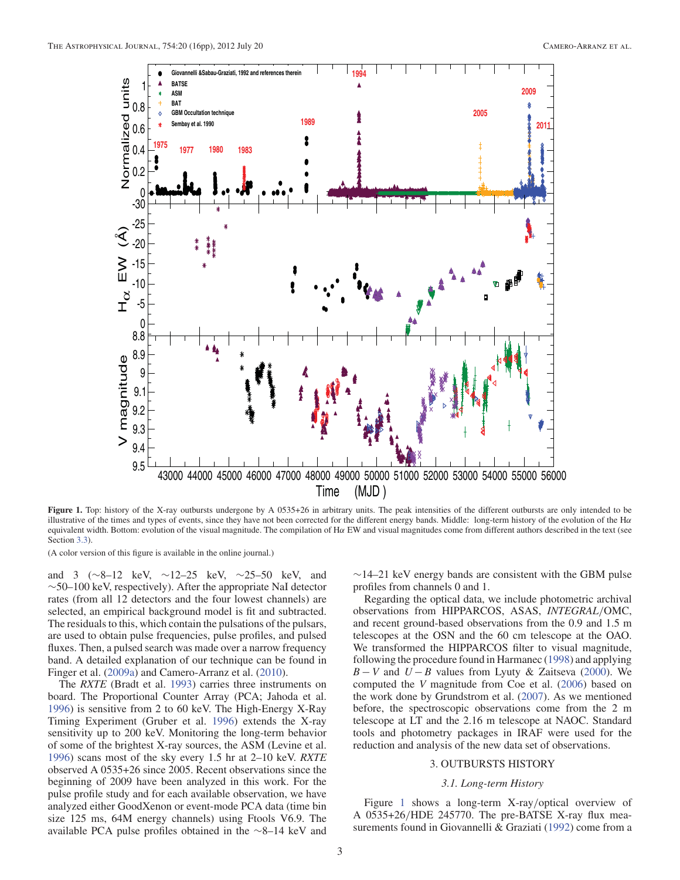**Figure 1.** Top: history of the X-ray outbursts undergone by A 0535+26 in arbitrary units. The peak intensities of the different outbursts are only intended to be illustrative of the times and types of events, since they have not been corrected for the different energy bands. Middle: long-term history of the evolution of the H$\alpha$ equivalent width. Bottom: evolution of the visual magnitude. The compilation of H$\alpha$ EW and visual magnitudes come from different authors described in the text (see Section 3.3).

(A color version of this figure is available in the online journal.)

and 3 (∼8–12 keV, ∼12–25 keV, ∼25–50 keV, and ∼50–100 keV, respectively). After the appropriate NaI detector rates (from all 12 detectors and the four lowest channels) are selected, an empirical background model is fit and subtracted. The residuals to this, which contain the pulsations of the pulsars, are used to obtain pulse frequencies, pulse profiles, and pulsed fluxes. Then, a pulsed search was made over a narrow frequency band. A detailed explanation of our technique can be found in Finger et al. (2009a) and Camero-Arranz et al. (2010).

The *RXTE* (Bradt et al. 1993) carries three instruments on board. The Proportional Counter Array (PCA; Jahoda et al. 1996) is sensitive from 2 to 60 keV. The High-Energy X-Ray Timing Experiment (Gruber et al. 1996) extends the X-ray sensitivity up to 200 keV. Monitoring the long-term behavior of some of the brightest X-ray sources, the ASM (Levine et al. 1996) scans most of the sky every 1.5 hr at 2–10 keV. *RXTE* observed A 0535+26 since 2005. Recent observations since the beginning of 2009 have been analyzed in this work. For the pulse profile study and for each available observation, we have analyzed either GoodXenon or event-mode PCA data (time bin size 125 ms, 64M energy channels) using Ftools V6.9. The available PCA pulse profiles obtained in the ∼8–14 keV and ∼14–21 keV energy bands are consistent with the GBM pulse profiles from channels 0 and 1.

Regarding the optical data, we include photometric archival observations from HIPPARCOS, ASAS, *INTEGRAL*/OMC, and recent ground-based observations from the 0.9 and 1.5 m telescopes at the OSN and the 60 cm telescope at the OAO. We transformed the HIPPARCOS filter to visual magnitude, following the procedure found in Harmanec (1998) and applying $B-V$ and $U-B$ values from Lyuty & Zaitseva (2000). We computed the $V$ magnitude from Coe et al. (2006) based on the work done by Grundstrom et al. (2007). As we mentioned before, the spectroscopic observations come from the 2 m telescope at LT and the 2.16 m telescope at NAOC. Standard tools and photometry packages in IRAF were used for the reduction and analysis of the new data set of observations.

## 3. OUTBURSTS HISTORY

### 3.1. Long-term History

Figure 1 shows a long-term X-ray/optical overview of A 0535+26/HDE 245770. The pre-BATSE X-ray flux measurements found in Giovannelli & Graziati (1992) come from a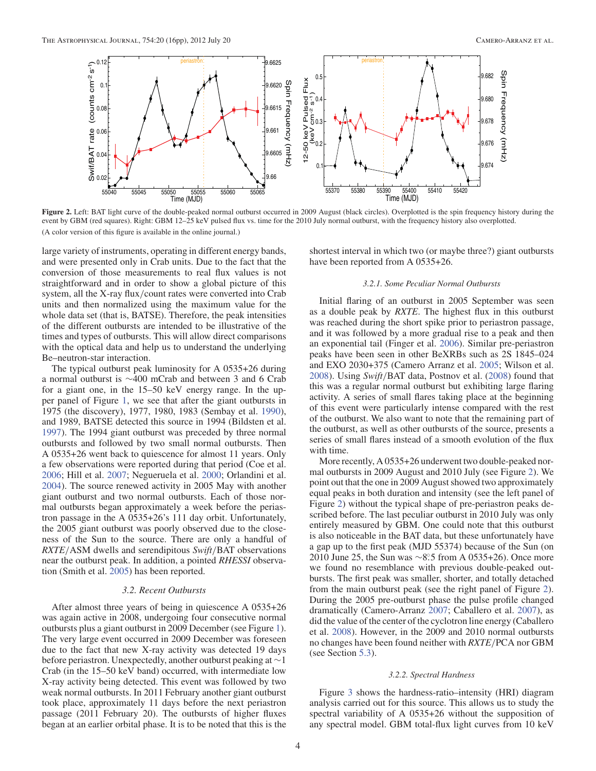**Figure 2.** Left: BAT light curve of the double-peaked normal outburst occurred in 2009 August (black circles). Overplotted is the spin frequency history during the event by GBM (red squares). Right: GBM 12–25 keV pulsed flux vs. time for the 2010 July normal outburst, with the frequency history also overplotted.

(A color version of this figure is available in the online journal.)

large variety of instruments, operating in different energy bands, and were presented only in Crab units. Due to the fact that the conversion of those measurements to real flux values is not straightforward and in order to show a global picture of this system, all the X-ray flux/count rates were converted into Crab units and then normalized using the maximum value for the whole data set (that is, BATSE). Therefore, the peak intensities of the different outbursts are intended to be illustrative of the times and types of outbursts. This will allow direct comparisons with the optical data and help us to understand the underlying Be–neutron-star interaction.

The typical outburst peak luminosity for A 0535+26 during a normal outburst is ∼400 mCrab and between 3 and 6 Crab for a giant one, in the 15–50 keV energy range. In the upper panel of Figure 1, we see that after the giant outbursts in 1975 (the discovery), 1977, 1980, 1983 (Sembay et al. 1990), and 1989, BATSE detected this source in 1994 (Bildsten et al. 1997). The 1994 giant outburst was preceded by three normal outbursts and followed by two small normal outbursts. Then A 0535+26 went back to quiescence for almost 11 years. Only a few observations were reported during that period (Coe et al. 2006; Hill et al. 2007; Negueruela et al. 2000; Orlandini et al. 2004). The source renewed activity in 2005 May with another giant outburst and two normal outbursts. Each of those normal outbursts began approximately a week before the periastron passage in the A 0535+26's 111 day orbit. Unfortunately, the 2005 giant outburst was poorly observed due to the closeness of the Sun to the source. There are only a handful of *RXTE*/ASM dwells and serendipitous *Swift*/BAT observations near the outburst peak. In addition, a pointed *RHESSI* observation (Smith et al. 2005) has been reported.

### 3.2. Recent Outbursts

After almost three years of being in quiescence A 0535+26 was again active in 2008, undergoing four consecutive normal outbursts plus a giant outburst in 2009 December (see Figure 1). The very large event occurred in 2009 December was foreseen due to the fact that new X-ray activity was detected 19 days before periastron. Unexpectedly, another outburst peaking at ∼1 Crab (in the 15–50 keV band) occurred, with intermediate low X-ray activity being detected. This event was followed by two weak normal outbursts. In 2011 February another giant outburst took place, approximately 11 days before the next periastron passage (2011 February 20). The outbursts of higher fluxes began at an earlier orbital phase. It is to be noted that this is the shortest interval in which two (or maybe three?) giant outbursts have been reported from A 0535+26.

#### 3.2.1. Some Peculiar Normal Outbursts

Initial flaring of an outburst in 2005 September was seen as a double peak by *RXTE*. The highest flux in this outburst was reached during the short spike prior to periastron passage, and it was followed by a more gradual rise to a peak and then an exponential tail (Finger et al. 2006). Similar pre-periastron peaks have been seen in other BeXRBs such as 2S 1845–024 and EXO 2030+375 (Camero Arranz et al. 2005; Wilson et al. 2008). Using *Swift*/BAT data, Postnov et al. (2008) found that this was a regular normal outburst but exhibiting large flaring activity. A series of small flares taking place at the beginning of this event were particularly intense compared with the rest of the outburst. We also want to note that the remaining part of the outburst, as well as other outbursts of the source, presents a series of small flares instead of a smooth evolution of the flux with time.

More recently, A 0535+26 underwent two double-peaked normal outbursts in 2009 August and 2010 July (see Figure 2). We point out that the one in 2009 August showed two approximately equal peaks in both duration and intensity (see the left panel of Figure 2) without the typical shape of pre-periastron peaks described before. The last peculiar outburst in 2010 July was only entirely measured by GBM. One could note that this outburst is also noticeable in the BAT data, but these unfortunately have a gap up to the first peak (MJD 55374) because of the Sun (on 2010 June 25, the Sun was ∼8°.5 from A 0535+26). Once more we found no resemblance with previous double-peaked outbursts. The first peak was smaller, shorter, and totally detached from the main outburst peak (see the right panel of Figure 2). During the 2005 pre-outburst phase the pulse profile changed dramatically (Camero-Arranz 2007; Caballero et al. 2007), as did the value of the center of the cyclotron line energy (Caballero et al. 2008). However, in the 2009 and 2010 normal outbursts no changes have been found neither with *RXTE*/PCA nor GBM (see Section 5.3).

#### 3.2.2. Spectral Hardness

Figure 3 shows the hardness-ratio–intensity (HRI) diagram analysis carried out for this source. This allows us to study the spectral variability of A 0535+26 without the supposition of any spectral model. GBM total-flux light curves from 10 keV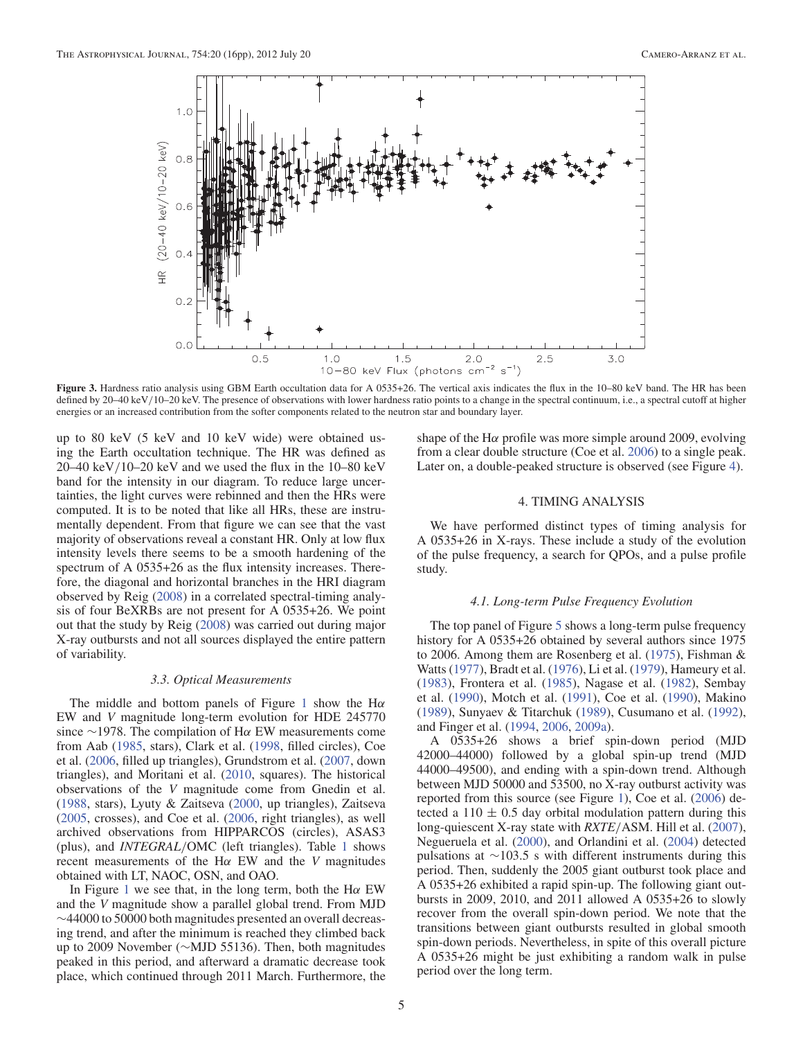**Figure 3.** Hardness ratio analysis using GBM Earth occultation data for A 0535+26. The vertical axis indicates the flux in the 10–80 keV band. The HR has been defined by 20–40 keV/10–20 keV. The presence of observations with lower hardness ratio points to a change in the spectral continuum, i.e., a spectral cutoff at higher energies or an increased contribution from the softer components related to the neutron star and boundary layer.

up to 80 keV (5 keV and 10 keV wide) were obtained using the Earth occultation technique. The HR was defined as 20–40 keV/10–20 keV and we used the flux in the 10–80 keV band for the intensity in our diagram. To reduce large uncertainties, the light curves were rebinned and then the HRs were computed. It is to be noted that like all HRs, these are instrumentally dependent. From that figure we can see that the vast majority of observations reveal a constant HR. Only at low flux intensity levels there seems to be a smooth hardening of the spectrum of A 0535+26 as the flux intensity increases. Therefore, the diagonal and horizontal branches in the HRI diagram observed by Reig (2008) in a correlated spectral-timing analysis of four BeXRBs are not present for A 0535+26. We point out that the study by Reig (2008) was carried out during major X-ray outbursts and not all sources displayed the entire pattern of variability.

### 3.3. Optical Measurements

The middle and bottom panels of Figure 1 show the H$\alpha$ EW and *V* magnitude long-term evolution for HDE 245770 since ~1978. The compilation of H$\alpha$ EW measurements come from Aab (1985, stars), Clark et al. (1998, filled circles), Coe et al. (2006, filled up triangles), Grundstrom et al. (2007, down triangles), and Moritani et al. (2010, squares). The historical observations of the *V* magnitude come from Gnedin et al. (1988, stars), Lyuty & Zaitseva (2000, up triangles), Zaitseva (2005, crosses), and Coe et al. (2006, right triangles), as well archived observations from HIPPARCOS (circles), ASAS3 (plus), and *INTEGRAL*/OMC (left triangles). Table 1 shows recent measurements of the H$\alpha$ EW and the *V* magnitudes obtained with LT, NAOC, OSN, and OAO.

In Figure 1 we see that, in the long term, both the H$\alpha$ EW and the *V* magnitude show a parallel global trend. From MJD ~44000 to 50000 both magnitudes presented an overall decreasing trend, and after the minimum is reached they climbed back up to 2009 November (~MJD 55136). Then, both magnitudes peaked in this period, and afterward a dramatic decrease took place, which continued through 2011 March. Furthermore, the shape of the H$\alpha$ profile was more simple around 2009, evolving from a clear double structure (Coe et al. 2006) to a single peak. Later on, a double-peaked structure is observed (see Figure 4).

## 4. TIMING ANALYSIS

We have performed distinct types of timing analysis for A 0535+26 in X-rays. These include a study of the evolution of the pulse frequency, a search for QPOs, and a pulse profile study.

### 4.1. Long-term Pulse Frequency Evolution

The top panel of Figure 5 shows a long-term pulse frequency history for A 0535+26 obtained by several authors since 1975 to 2006. Among them are Rosenberg et al. (1975), Fishman & Watts (1977), Bradt et al. (1976), Li et al. (1979), Hameury et al. (1983), Frontera et al. (1985), Nagase et al. (1982), Sembay et al. (1990), Motch et al. (1991), Coe et al. (1990), Makino (1989), Sunyaev & Titarchuk (1989), Cusumano et al. (1992), and Finger et al. (1994, 2006, 2009a).

A 0535+26 shows a brief spin-down period (MJD 42000–44000) followed by a global spin-up trend (MJD 44000–49500), and ending with a spin-down trend. Although between MJD 50000 and 53500, no X-ray outburst activity was reported from this source (see Figure 1), Coe et al. (2006) detected a 110 ± 0.5 day orbital modulation pattern during this long-quiescent X-ray state with *RXTE*/ASM. Hill et al. (2007), Negueruela et al. (2000), and Orlandini et al. (2004) detected pulsations at ~103.5 s with different instruments during this period. Then, suddenly the 2005 giant outburst took place and A 0535+26 exhibited a rapid spin-up. The following giant outbursts in 2009, 2010, and 2011 allowed A 0535+26 to slowly recover from the overall spin-down period. We note that the transitions between giant outbursts resulted in global smooth spin-down periods. Nevertheless, in spite of this overall picture A 0535+26 might be just exhibiting a random walk in pulse period over the long term.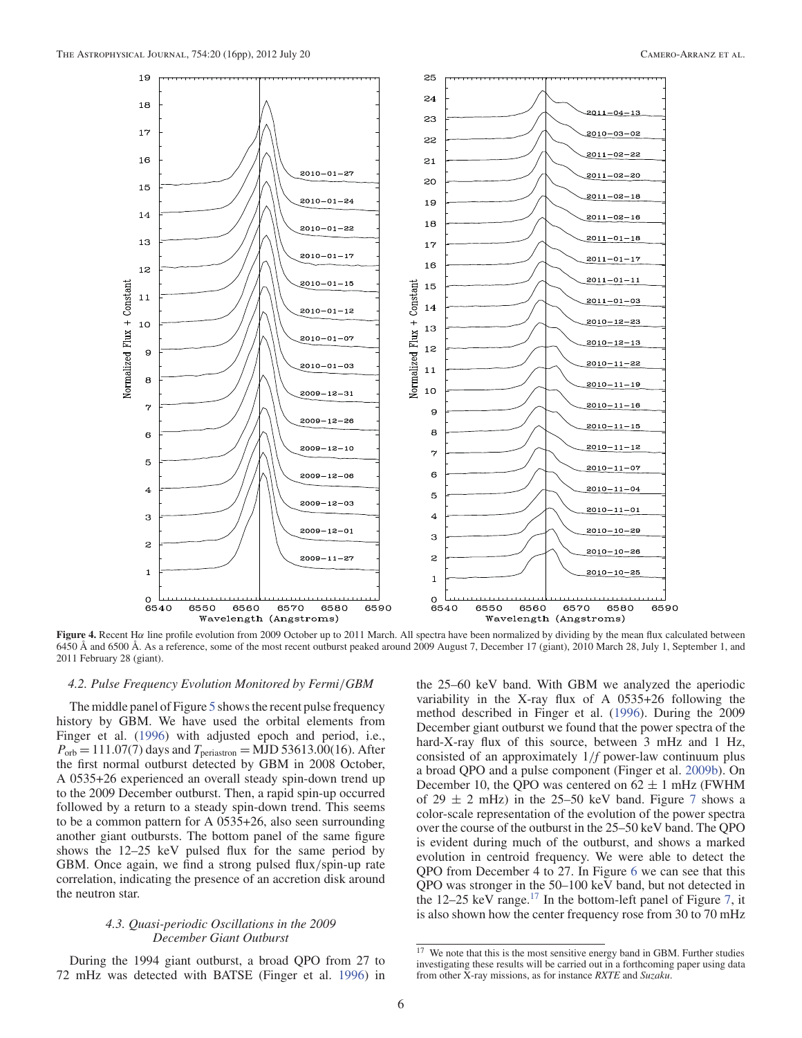**Figure 4.** Recent Hα line profile evolution from 2009 October up to 2011 March. All spectra have been normalized by dividing by the mean flux calculated between 6450 Å and 6500 Å. As a reference, some of the most recent outburst peaked around 2009 August 7, December 17 (giant), 2010 March 28, July 1, September 1, and 2011 February 28 (giant).

### 4.2. Pulse Frequency Evolution Monitored by *Fermi*/*GBM*

The middle panel of Figure 5 shows the recent pulse frequency history by GBM. We have used the orbital elements from Finger et al. (1996) with adjusted epoch and period, i.e., $P_{\rm orb} = 111.07(7)$ days and $T_{\rm periastron} = \rm MJD\ 53613.00(16)$. After the first normal outburst detected by GBM in 2008 October, A 0535+26 experienced an overall steady spin-down trend up to the 2009 December outburst. Then, a rapid spin-up occurred followed by a return to a steady spin-down trend. This seems to be a common pattern for A 0535+26, also seen surrounding another giant outbursts. The bottom panel of the same figure shows the 12–25 keV pulsed flux for the same period by GBM. Once again, we find a strong pulsed flux/spin-up rate correlation, indicating the presence of an accretion disk around the neutron star.

### 4.3. Quasi-periodic Oscillations in the 2009 December Giant Outburst

During the 1994 giant outburst, a broad QPO from 27 to 72 mHz was detected with BATSE (Finger et al. 1996) in the 25–60 keV band. With GBM we analyzed the aperiodic variability in the X-ray flux of A 0535+26 following the method described in Finger et al. (1996). During the 2009 December giant outburst we found that the power spectra of the hard-X-ray flux of this source, between 3 mHz and 1 Hz, consisted of an approximately $1/f$ power-law continuum plus a broad QPO and a pulse component (Finger et al. 2009b). On December 10, the QPO was centered on $62 \pm 1$ mHz (FWHM of $29 \pm 2$ mHz) in the 25–50 keV band. Figure 7 shows a color-scale representation of the evolution of the power spectra over the course of the outburst in the 25–50 keV band. The QPO is evident during much of the outburst, and shows a marked evolution in centroid frequency. We were able to detect the QPO from December 4 to 27. In Figure 6 we can see that this QPO was stronger in the 50–100 keV band, but not detected in the 12–25 keV range.[17] In the bottom-left panel of Figure 7, it is also shown how the center frequency rose from 30 to 70 mHz

[17] We note that this is the most sensitive energy band in GBM. Further studies investigating these results will be carried out in a forthcoming paper using data from other X-ray missions, as for instance *RXTE* and *Suzaku*.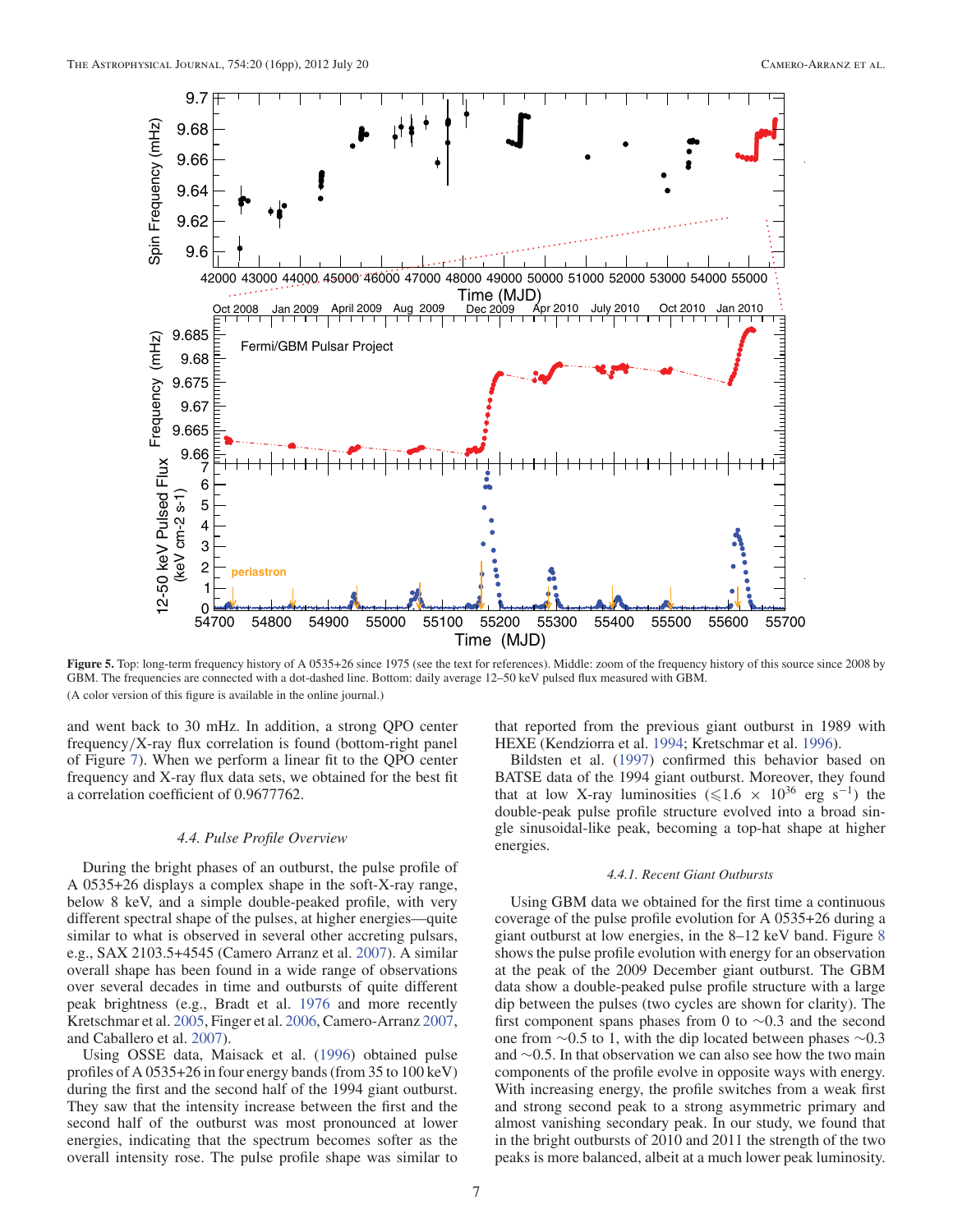**Figure 5.** Top: long-term frequency history of A 0535+26 since 1975 (see the text for references). Middle: zoom of the frequency history of this source since 2008 by GBM. The frequencies are connected with a dot-dashed line. Bottom: daily average 12–50 keV pulsed flux measured with GBM.

(A color version of this figure is available in the online journal.)

and went back to 30 mHz. In addition, a strong QPO center frequency/X-ray flux correlation is found (bottom-right panel of Figure 7). When we perform a linear fit to the QPO center frequency and X-ray flux data sets, we obtained for the best fit a correlation coefficient of 0.9677762.

### 4.4. Pulse Profile Overview

During the bright phases of an outburst, the pulse profile of A 0535+26 displays a complex shape in the soft-X-ray range, below 8 keV, and a simple double-peaked profile, with very different spectral shape of the pulses, at higher energies—quite similar to what is observed in several other accreting pulsars, e.g., SAX 2103.5+4545 (Camero Arranz et al. 2007). A similar overall shape has been found in a wide range of observations over several decades in time and outbursts of quite different peak brightness (e.g., Bradt et al. 1976 and more recently Kretschmar et al. 2005, Finger et al. 2006, Camero-Arranz 2007, and Caballero et al. 2007).

Using OSSE data, Maisack et al. (1996) obtained pulse profiles of A 0535+26 in four energy bands (from 35 to 100 keV) during the first and the second half of the 1994 giant outburst. They saw that the intensity increase between the first and the second half of the outburst was most pronounced at lower energies, indicating that the spectrum becomes softer as the overall intensity rose. The pulse profile shape was similar to that reported from the previous giant outburst in 1989 with HEXE (Kendziorra et al. 1994; Kretschmar et al. 1996).

Bildsten et al. (1997) confirmed this behavior based on BATSE data of the 1994 giant outburst. Moreover, they found that at low X-ray luminosities ($\leqslant 1.6 \times 10^{36}$ erg s$^{-1}$) the double-peak pulse profile structure evolved into a broad single sinusoidal-like peak, becoming a top-hat shape at higher energies.

#### 4.4.1. Recent Giant Outbursts

Using GBM data we obtained for the first time a continuous coverage of the pulse profile evolution for A 0535+26 during a giant outburst at low energies, in the 8–12 keV band. Figure 8 shows the pulse profile evolution with energy for an observation at the peak of the 2009 December giant outburst. The GBM data show a double-peaked pulse profile structure with a large dip between the pulses (two cycles are shown for clarity). The first component spans phases from 0 to ~0.3 and the second one from ~0.5 to 1, with the dip located between phases ~0.3 and ~0.5. In that observation we can also see how the two main components of the profile evolve in opposite ways with energy. With increasing energy, the profile switches from a weak first and strong second peak to a strong asymmetric primary and almost vanishing secondary peak. In our study, we found that in the bright outbursts of 2010 and 2011 the strength of the two peaks is more balanced, albeit at a much lower peak luminosity.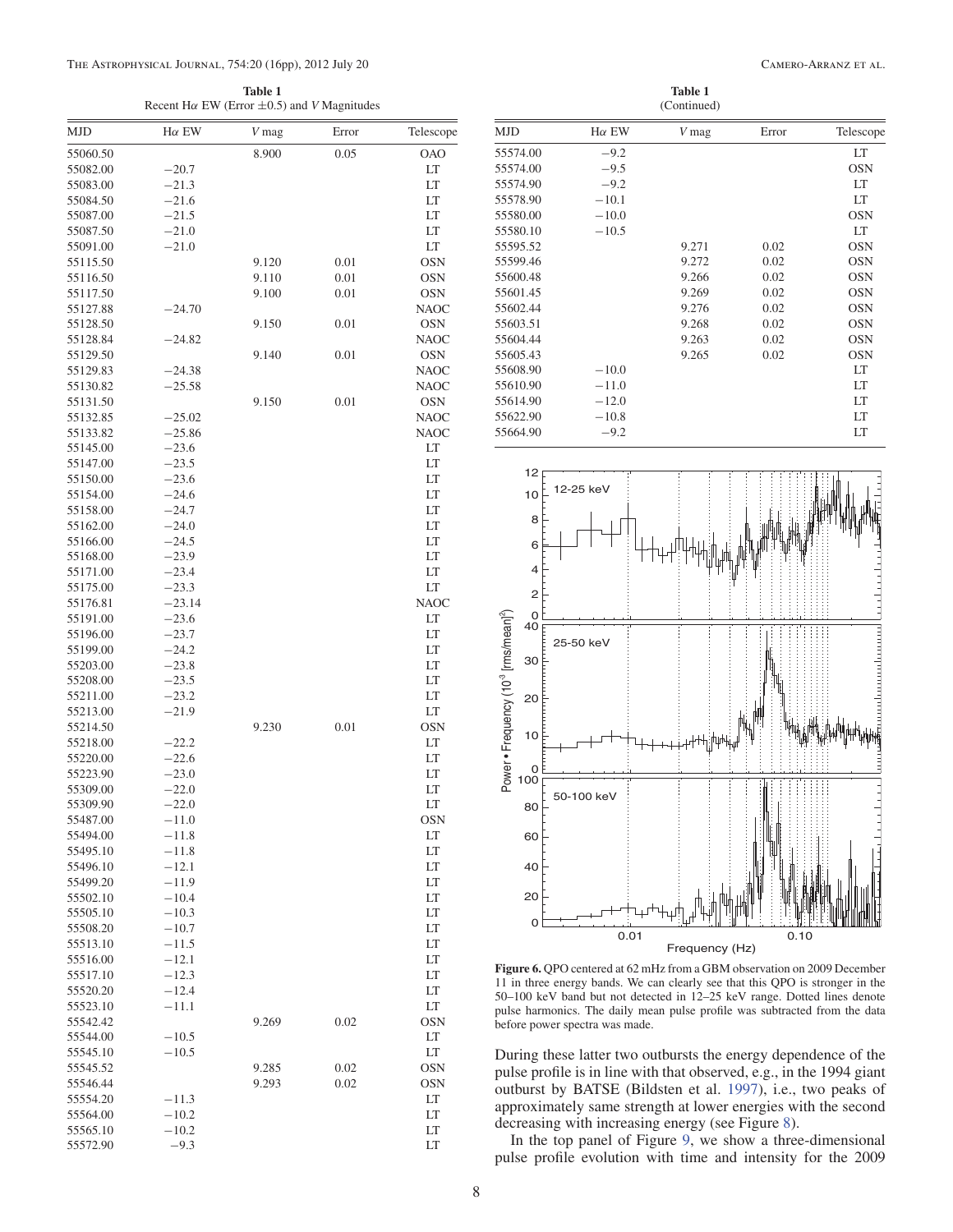**Table 1**
Recent Hα EW (Error ±0.5) and *V* Magnitudes

| MJD | Hα EW | *V* mag | Error | Telescope |
|---|---|---|---|---|
| 55060.50 | | 8.900 | 0.05 | OAO |
| 55082.00 | −20.7 | | | LT |
| 55083.00 | −21.3 | | | LT |
| 55084.50 | −21.6 | | | LT |
| 55087.00 | −21.5 | | | LT |
| 55087.50 | −21.0 | | | LT |
| 55091.00 | −21.0 | | | LT |
| 55115.50 | | 9.120 | 0.01 | OSN |
| 55116.50 | | 9.110 | 0.01 | OSN |
| 55117.50 | | 9.100 | 0.01 | OSN |
| 55127.88 | −24.70 | | | NAOC |
| 55128.50 | | 9.150 | 0.01 | OSN |
| 55128.84 | −24.82 | | | NAOC |
| 55129.50 | | 9.140 | 0.01 | OSN |
| 55129.83 | −24.38 | | | NAOC |
| 55130.82 | −25.58 | | | NAOC |
| 55131.50 | | 9.150 | 0.01 | OSN |
| 55132.85 | −25.02 | | | NAOC |
| 55133.82 | −25.86 | | | NAOC |
| 55145.00 | −23.6 | | | LT |
| 55147.00 | −23.5 | | | LT |
| 55150.00 | −23.6 | | | LT |
| 55154.00 | −24.6 | | | LT |
| 55158.00 | −24.7 | | | LT |
| 55162.00 | −24.0 | | | LT |
| 55166.00 | −24.5 | | | LT |
| 55168.00 | −23.9 | | | LT |
| 55171.00 | −23.4 | | | LT |
| 55175.00 | −23.3 | | | LT |
| 55176.81 | −23.14 | | | NAOC |
| 55191.00 | −23.6 | | | LT |
| 55196.00 | −23.7 | | | LT |
| 55199.00 | −24.2 | | | LT |
| 55203.00 | −23.8 | | | LT |
| 55208.00 | −23.5 | | | LT |
| 55211.00 | −23.2 | | | LT |
| 55213.00 | −21.9 | | | LT |
| 55214.50 | | 9.230 | 0.01 | OSN |
| 55218.00 | −22.2 | | | LT |
| 55220.00 | −22.6 | | | LT |
| 55223.90 | −23.0 | | | LT |
| 55309.00 | −22.0 | | | LT |
| 55309.90 | −22.0 | | | LT |
| 55487.00 | −11.0 | | | OSN |
| 55494.00 | −11.8 | | | LT |
| 55495.10 | −11.8 | | | LT |
| 55496.10 | −12.1 | | | LT |
| 55499.20 | −11.9 | | | LT |
| 55502.10 | −10.4 | | | LT |
| 55505.10 | −10.3 | | | LT |
| 55508.20 | −10.7 | | | LT |
| 55513.10 | −11.5 | | | LT |
| 55516.00 | −12.1 | | | LT |
| 55517.10 | −12.3 | | | LT |
| 55520.20 | −12.4 | | | LT |
| 55523.10 | −11.1 | | | LT |
| 55542.42 | | 9.269 | 0.02 | OSN |
| 55544.00 | −10.5 | | | LT |
| 55545.10 | −10.5 | | | LT |
| 55545.52 | | 9.285 | 0.02 | OSN |
| 55546.44 | | 9.293 | 0.02 | OSN |
| 55554.20 | −11.3 | | | LT |
| 55564.00 | −10.2 | | | LT |
| 55565.10 | −10.2 | | | LT |
| 55572.90 | −9.3 | | | LT |
| 55574.00 | −9.2 | | | LT |
| 55574.00 | −9.5 | | | OSN |
| 55574.90 | −9.2 | | | LT |
| 55578.90 | −10.1 | | | LT |
| 55580.00 | −10.0 | | | OSN |
| 55580.10 | −10.5 | | | LT |
| 55595.52 | | 9.271 | 0.02 | OSN |
| 55599.46 | | 9.272 | 0.02 | OSN |
| 55600.48 | | 9.266 | 0.02 | OSN |
| 55601.45 | | 9.269 | 0.02 | OSN |
| 55602.44 | | 9.276 | 0.02 | OSN |
| 55603.51 | | 9.268 | 0.02 | OSN |
| 55604.44 | | 9.263 | 0.02 | OSN |
| 55605.43 | | 9.265 | 0.02 | OSN |
| 55608.90 | −10.0 | | | LT |
| 55610.90 | −11.0 | | | LT |
| 55614.90 | −12.0 | | | LT |
| 55622.90 | −10.8 | | | LT |
| 55664.90 | −9.2 | | | LT |

**Figure 6.** QPO centered at 62 mHz from a GBM observation on 2009 December 11 in three energy bands. We can clearly see that this QPO is stronger in the 50–100 keV band but not detected in 12–25 keV range. Dotted lines denote pulse harmonics. The daily mean pulse profile was subtracted from the data before power spectra was made.

During these latter two outbursts the energy dependence of the pulse profile is in line with that observed, e.g., in the 1994 giant outburst by BATSE (Bildsten et al. 1997), i.e., two peaks of approximately same strength at lower energies with the second decreasing with increasing energy (see Figure 8).

In the top panel of Figure 9, we show a three-dimensional pulse profile evolution with time and intensity for the 2009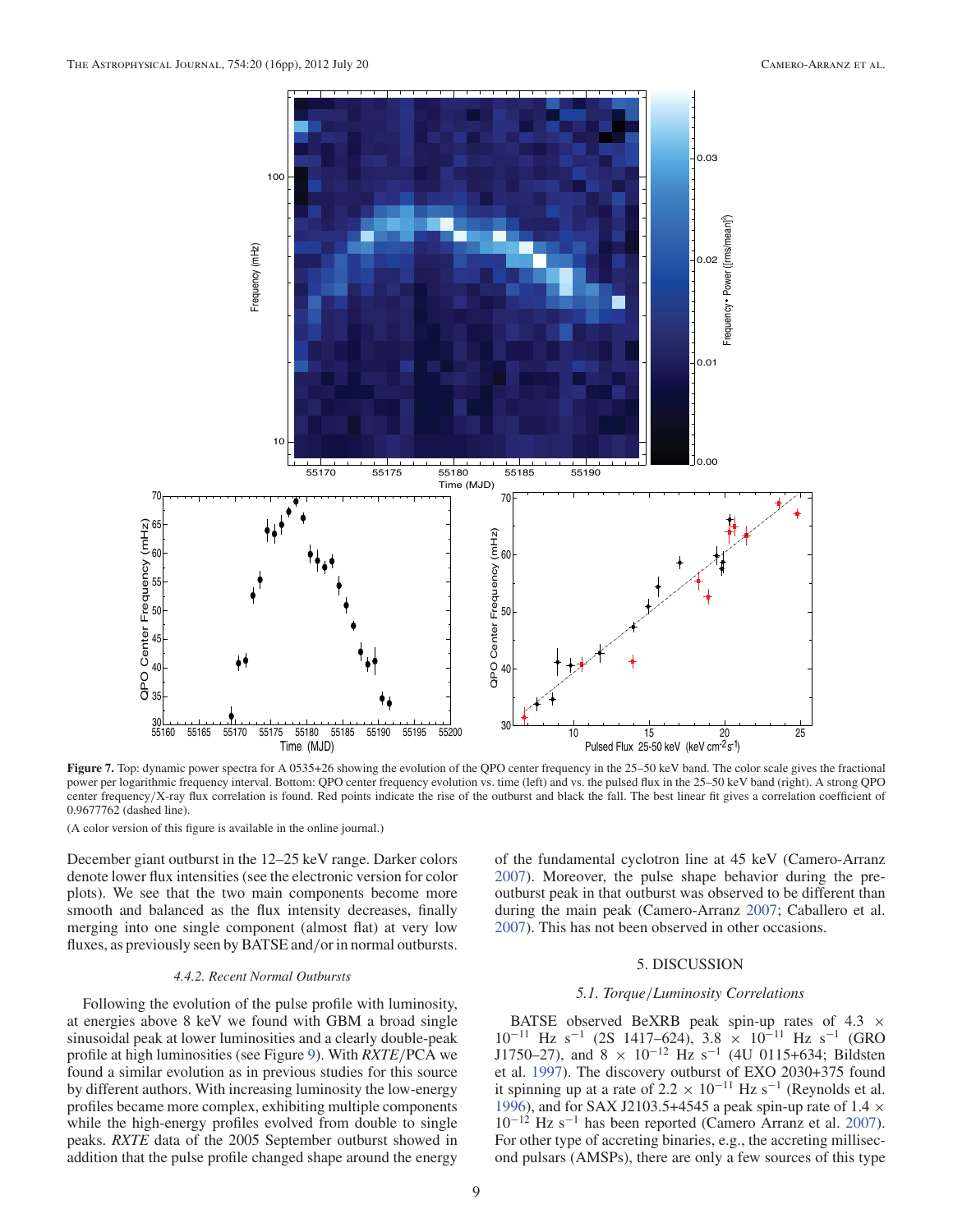**Figure 7.** Top: dynamic power spectra for A 0535+26 showing the evolution of the QPO center frequency in the 25–50 keV band. The color scale gives the fractional power per logarithmic frequency interval. Bottom: QPO center frequency evolution vs. time (left) and vs. the pulsed flux in the 25–50 keV band (right). A strong QPO center frequency/X-ray flux correlation is found. Red points indicate the rise of the outburst and black the fall. The best linear fit gives a correlation coefficient of 0.9677762 (dashed line).

(A color version of this figure is available in the online journal.)

December giant outburst in the 12–25 keV range. Darker colors denote lower flux intensities (see the electronic version for color plots). We see that the two main components become more smooth and balanced as the flux intensity decreases, finally merging into one single component (almost flat) at very low fluxes, as previously seen by BATSE and/or in normal outbursts.

#### 4.4.2. Recent Normal Outbursts

Following the evolution of the pulse profile with luminosity, at energies above 8 keV we found with GBM a broad single sinusoidal peak at lower luminosities and a clearly double-peak profile at high luminosities (see Figure 9). With *RXTE*/PCA we found a similar evolution as in previous studies for this source by different authors. With increasing luminosity the low-energy profiles became more complex, exhibiting multiple components while the high-energy profiles evolved from double to single peaks. *RXTE* data of the 2005 September outburst showed in addition that the pulse profile changed shape around the energy of the fundamental cyclotron line at 45 keV (Camero-Arranz 2007). Moreover, the pulse shape behavior during the pre-outburst peak in that outburst was observed to be different than during the main peak (Camero-Arranz 2007; Caballero et al. 2007). This has not been observed in other occasions.

## 5. DISCUSSION

### 5.1. Torque/Luminosity Correlations

BATSE observed BeXRB peak spin-up rates of $4.3 \times 10^{-11}$ Hz s$^{-1}$ (2S 1417–624), $3.8 \times 10^{-11}$ Hz s$^{-1}$ (GRO J1750–27), and $8 \times 10^{-12}$ Hz s$^{-1}$ (4U 0115+634; Bildsten et al. 1997). The discovery outburst of EXO 2030+375 found it spinning up at a rate of $2.2 \times 10^{-11}$ Hz s$^{-1}$ (Reynolds et al. 1996), and for SAX J2103.5+4545 a peak spin-up rate of $1.4 \times 10^{-12}$ Hz s$^{-1}$ has been reported (Camero Arranz et al. 2007). For other type of accreting binaries, e.g., the accreting millisecond pulsars (AMSPs), there are only a few sources of this type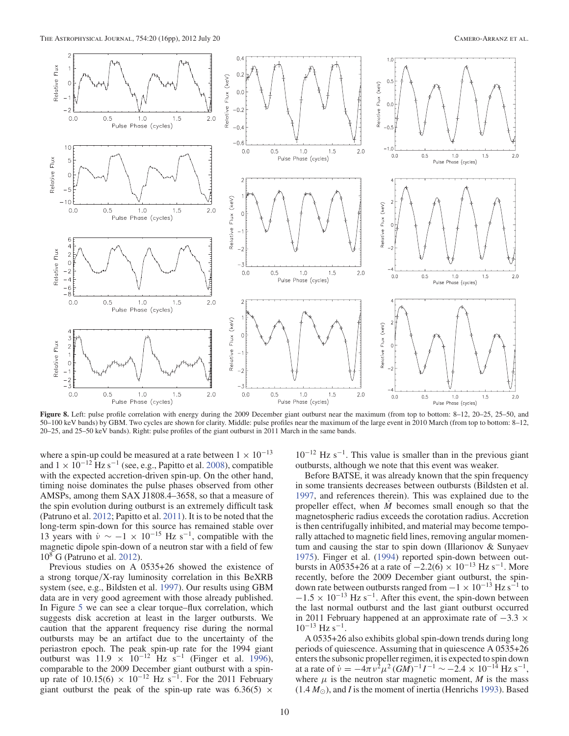**Figure 8.** Left: pulse profile correlation with energy during the 2009 December giant outburst near the maximum (from top to bottom: 8–12, 20–25, 25–50, and 50–100 keV bands) by GBM. Two cycles are shown for clarity. Middle: pulse profiles near the maximum of the large event in 2010 March (from top to bottom: 8–12, 20–25, and 25–50 keV bands). Right: pulse profiles of the giant outburst in 2011 March in the same bands.

where a spin-up could be measured at a rate between $1 \times 10^{-13}$ and $1 \times 10^{-12}$ Hz s$^{-1}$ (see, e.g., Papitto et al. 2008), compatible with the expected accretion-driven spin-up. On the other hand, timing noise dominates the pulse phases observed from other AMSPs, among them SAX J1808.4–3658, so that a measure of the spin evolution during outburst is an extremely difficult task (Patruno et al. 2012; Papitto et al. 2011). It is to be noted that the long-term spin-down for this source has remained stable over 13 years with $\dot{\nu} \sim -1 \times 10^{-15}$ Hz s$^{-1}$, compatible with the magnetic dipole spin-down of a neutron star with a field of few $10^8$ G (Patruno et al. 2012).

Previous studies on A 0535+26 showed the existence of a strong torque/X-ray luminosity correlation in this BeXRB system (see, e.g., Bildsten et al. 1997). Our results using GBM data are in very good agreement with those already published. In Figure 5 we can see a clear torque–flux correlation, which suggests disk accretion at least in the larger outbursts. We caution that the apparent frequency rise during the normal outbursts may be an artifact due to the uncertainty of the periastron epoch. The peak spin-up rate for the 1994 giant outburst was $11.9 \times 10^{-12}$ Hz s$^{-1}$ (Finger et al. 1996), comparable to the 2009 December giant outburst with a spin-up rate of $10.15(6) \times 10^{-12}$ Hz s$^{-1}$. For the 2011 February giant outburst the peak of the spin-up rate was $6.36(5) \times 10^{-12}$ Hz s$^{-1}$. This value is smaller than in the previous giant outbursts, although we note that this event was weaker.

Before BATSE, it was already known that the spin frequency in some transients decreases between outbursts (Bildsten et al. 1997, and references therein). This was explained due to the propeller effect, when $\dot{M}$ becomes small enough so that the magnetospheric radius exceeds the corotation radius. Accretion is then centrifugally inhibited, and material may become temporally attached to magnetic field lines, removing angular momentum and causing the star to spin down (Illarionov & Sunyaev 1975). Finger et al. (1994) reported spin-down between outbursts in A0535+26 at a rate of $-2.2(6) \times 10^{-13}$ Hz s$^{-1}$. More recently, before the 2009 December giant outburst, the spin-down rate between outbursts ranged from $-1 \times 10^{-13}$ Hz s$^{-1}$ to $-1.5 \times 10^{-13}$ Hz s$^{-1}$. After this event, the spin-down between the last normal outburst and the last giant outburst occurred in 2011 February happened at an approximate rate of $-3.3 \times 10^{-13}$ Hz s$^{-1}$.

A 0535+26 also exhibits global spin-down trends during long periods of quiescence. Assuming that in quiescence A 0535+26 enters the subsonic propeller regimen, it is expected to spin down at a rate of $\dot{\nu} = -4\pi\nu^2\mu^2(GM)^{-1}I^{-1} \sim -2.4 \times 10^{-14}$ Hz s$^{-1}$, where $\mu$ is the neutron star magnetic moment, $M$ is the mass ($1.4\,M_\odot$), and $I$ is the moment of inertia (Henrichs 1993). Based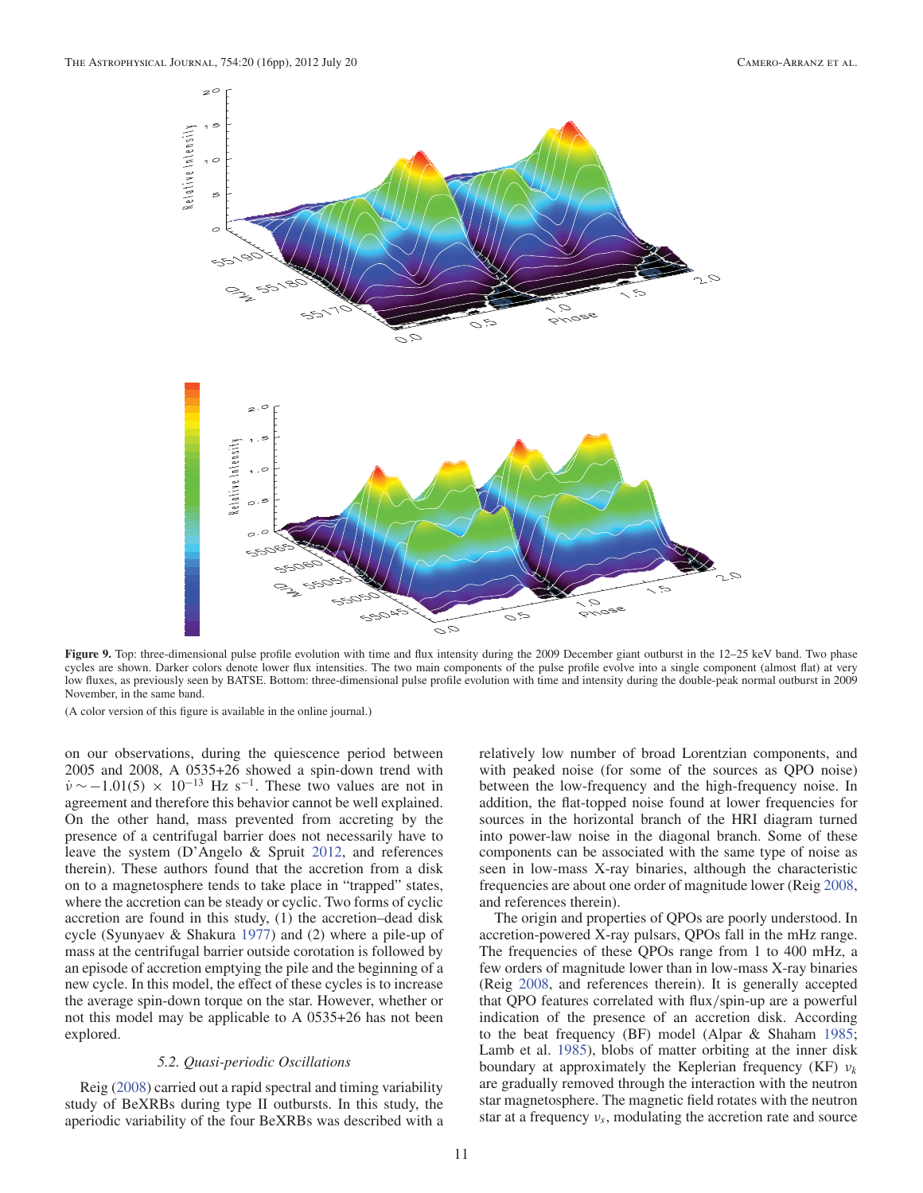**Figure 9.** Top: three-dimensional pulse profile evolution with time and flux intensity during the 2009 December giant outburst in the 12–25 keV band. Two phase cycles are shown. Darker colors denote lower flux intensities. The two main components of the pulse profile evolve into a single component (almost flat) at very low fluxes, as previously seen by BATSE. Bottom: three-dimensional pulse profile evolution with time and intensity during the double-peak normal outburst in 2009 November, in the same band.

(A color version of this figure is available in the online journal.)

on our observations, during the quiescence period between 2005 and 2008, A 0535+26 showed a spin-down trend with $\dot{\nu} \sim -1.01(5) \times 10^{-13}$ Hz s$^{-1}$. These two values are not in agreement and therefore this behavior cannot be well explained. On the other hand, mass prevented from accreting by the presence of a centrifugal barrier does not necessarily have to leave the system (D'Angelo & Spruit 2012, and references therein). These authors found that the accretion from a disk on to a magnetosphere tends to take place in "trapped" states, where the accretion can be steady or cyclic. Two forms of cyclic accretion are found in this study, (1) the accretion–dead disk cycle (Syunyaev & Shakura 1977) and (2) where a pile-up of mass at the centrifugal barrier outside corotation is followed by an episode of accretion emptying the pile and the beginning of a new cycle. In this model, the effect of these cycles is to increase the average spin-down torque on the star. However, whether or not this model may be applicable to A 0535+26 has not been explored.

### *5.2. Quasi-periodic Oscillations*

Reig (2008) carried out a rapid spectral and timing variability study of BeXRBs during type II outbursts. In this study, the aperiodic variability of the four BeXRBs was described with a relatively low number of broad Lorentzian components, and with peaked noise (for some of the sources as QPO noise) between the low-frequency and the high-frequency noise. In addition, the flat-topped noise found at lower frequencies for sources in the horizontal branch of the HRI diagram turned into power-law noise in the diagonal branch. Some of these components can be associated with the same type of noise as seen in low-mass X-ray binaries, although the characteristic frequencies are about one order of magnitude lower (Reig 2008, and references therein).

The origin and properties of QPOs are poorly understood. In accretion-powered X-ray pulsars, QPOs fall in the mHz range. The frequencies of these QPOs range from 1 to 400 mHz, a few orders of magnitude lower than in low-mass X-ray binaries (Reig 2008, and references therein). It is generally accepted that QPO features correlated with flux/spin-up are a powerful indication of the presence of an accretion disk. According to the beat frequency (BF) model (Alpar & Shaham 1985; Lamb et al. 1985), blobs of matter orbiting at the inner disk boundary at approximately the Keplerian frequency (KF) $\nu_k$ are gradually removed through the interaction with the neutron star magnetosphere. The magnetic field rotates with the neutron star at a frequency $\nu_s$, modulating the accretion rate and source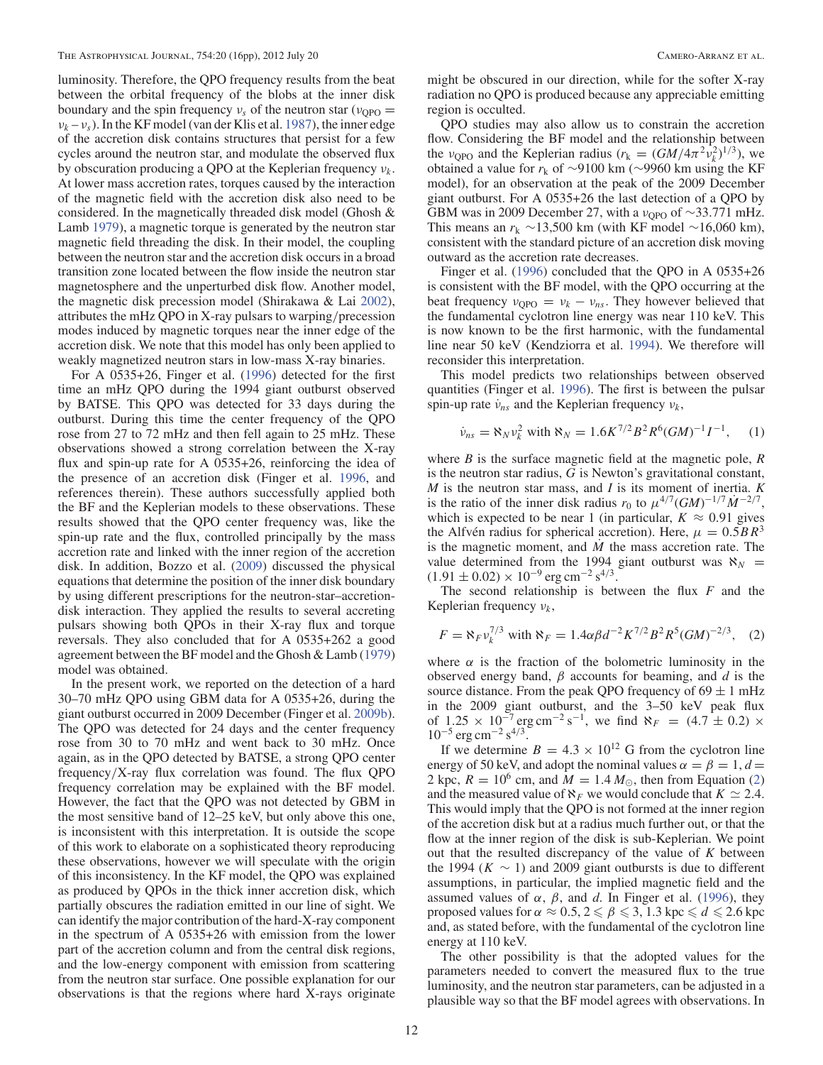luminosity. Therefore, the QPO frequency results from the beat between the orbital frequency of the blobs at the inner disk boundary and the spin frequency $\nu_s$ of the neutron star ($\nu_{\rm QPO} = \nu_k - \nu_s$). In the KF model (van der Klis et al. 1987), the inner edge of the accretion disk contains structures that persist for a few cycles around the neutron star, and modulate the observed flux by obscuration producing a QPO at the Keplerian frequency $\nu_k$. At lower mass accretion rates, torques caused by the interaction of the magnetic field with the accretion disk also need to be considered. In the magnetically threaded disk model (Ghosh & Lamb 1979), a magnetic torque is generated by the neutron star magnetic field threading the disk. In their model, the coupling between the neutron star and the accretion disk occurs in a broad transition zone located between the flow inside the neutron star magnetosphere and the unperturbed disk flow. Another model, the magnetic disk precession model (Shirakawa & Lai 2002), attributes the mHz QPO in X-ray pulsars to warping/precession modes induced by magnetic torques near the inner edge of the accretion disk. We note that this model has only been applied to weakly magnetized neutron stars in low-mass X-ray binaries.

For A 0535+26, Finger et al. (1996) detected for the first time an mHz QPO during the 1994 giant outburst observed by BATSE. This QPO was detected for 33 days during the outburst. During this time the center frequency of the QPO rose from 27 to 72 mHz and then fell again to 25 mHz. These observations showed a strong correlation between the X-ray flux and spin-up rate for A 0535+26, reinforcing the idea of the presence of an accretion disk (Finger et al. 1996, and references therein). These authors successfully applied both the BF and the Keplerian models to these observations. These results showed that the QPO center frequency was, like the spin-up rate and the flux, controlled principally by the mass accretion rate and linked with the inner region of the accretion disk. In addition, Bozzo et al. (2009) discussed the physical equations that determine the position of the inner disk boundary by using different prescriptions for the neutron-star–accretion-disk interaction. They applied the results to several accreting pulsars showing both QPOs in their X-ray flux and torque reversals. They also concluded that for A 0535+262 a good agreement between the BF model and the Ghosh & Lamb (1979) model was obtained.

In the present work, we reported on the detection of a hard 30–70 mHz QPO using GBM data for A 0535+26, during the giant outburst occurred in 2009 December (Finger et al. 2009b). The QPO was detected for 24 days and the center frequency rose from 30 to 70 mHz and went back to 30 mHz. Once again, as in the QPO detected by BATSE, a strong QPO center frequency/X-ray flux correlation was found. The flux QPO frequency correlation may be explained with the BF model. However, the fact that the QPO was not detected by GBM in the most sensitive band of 12–25 keV, but only above this one, is inconsistent with this interpretation. It is outside the scope of this work to elaborate on a sophisticated theory reproducing these observations, however we will speculate with the origin of this inconsistency. In the KF model, the QPO was explained as produced by QPOs in the thick inner accretion disk, which partially obscures the radiation emitted in our line of sight. We can identify the major contribution of the hard-X-ray component in the spectrum of A 0535+26 with emission from the lower part of the accretion column and from the central disk regions, and the low-energy component with emission from scattering from the neutron star surface. One possible explanation for our observations is that the regions where hard X-rays originate might be obscured in our direction, while for the softer X-ray radiation no QPO is produced because any appreciable emitting region is occulted.

QPO studies may also allow us to constrain the accretion flow. Considering the BF model and the relationship between the $\nu_{\rm QPO}$ and the Keplerian radius ($r_{\rm k} = (GM/4\pi^2\nu_k^2)^{1/3}$), we obtained a value for $r_{\rm k}$ of $\sim$9100 km ($\sim$9960 km using the KF model), for an observation at the peak of the 2009 December giant outburst. For A 0535+26 the last detection of a QPO by GBM was in 2009 December 27, with a $\nu_{\rm QPO}$ of $\sim$33.771 mHz. This means an $r_{\rm k}$ $\sim$13,500 km (with KF model $\sim$16,060 km), consistent with the standard picture of an accretion disk moving outward as the accretion rate decreases.

Finger et al. (1996) concluded that the QPO in A 0535+26 is consistent with the BF model, with the QPO occurring at the beat frequency $\nu_{\rm QPO} = \nu_k - \nu_{ns}$. They however believed that the fundamental cyclotron line energy was near 110 keV. This is now known to be the first harmonic, with the fundamental line near 50 keV (Kendziorra et al. 1994). We therefore will reconsider this interpretation.

This model predicts two relationships between observed quantities (Finger et al. 1996). The first is between the pulsar spin-up rate $\dot{\nu}_{ns}$ and the Keplerian frequency $\nu_k$,

$$\dot{\nu}_{ns} = \aleph_N \nu_k^2 \text{ with } \aleph_N = 1.6K^{7/2}B^2R^6(GM)^{-1}I^{-1}, \quad (1)$$

where $B$ is the surface magnetic field at the magnetic pole, $R$ is the neutron star radius, $G$ is Newton's gravitational constant, $M$ is the neutron star mass, and $I$ is its moment of inertia. $K$ is the ratio of the inner disk radius $r_0$ to $\mu^{4/7}(GM)^{-1/7}\dot{M}^{-2/7}$, which is expected to be near 1 (in particular, $K \approx 0.91$ gives the Alfvén radius for spherical accretion). Here, $\mu = 0.5BR^3$ is the magnetic moment, and $\dot{M}$ the mass accretion rate. The value determined from the 1994 giant outburst was $\aleph_N = (1.91 \pm 0.02) \times 10^{-9}$ erg cm$^{-2}$ s$^{4/3}$.

The second relationship is between the flux $F$ and the Keplerian frequency $\nu_k$,

$$F = \aleph_F \nu_k^{7/3} \text{ with } \aleph_F = 1.4\alpha\beta d^{-2}K^{7/2}B^2R^5(GM)^{-2/3}, \quad (2)$$

where $\alpha$ is the fraction of the bolometric luminosity in the observed energy band, $\beta$ accounts for beaming, and $d$ is the source distance. From the peak QPO frequency of $69 \pm 1$ mHz in the 2009 giant outburst, and the 3–50 keV peak flux of $1.25 \times 10^{-7}$ erg cm$^{-2}$ s$^{-1}$, we find $\aleph_F = (4.7 \pm 0.2) \times 10^{-5}$ erg cm$^{-2}$ s$^{4/3}$.

If we determine $B = 4.3 \times 10^{12}$ G from the cyclotron line energy of 50 keV, and adopt the nominal values $\alpha = \beta = 1$, $d = 2$ kpc, $R = 10^6$ cm, and $M = 1.4\,M_{\odot}$, then from Equation (2) and the measured value of $\aleph_F$ we would conclude that $K \simeq 2.4$. This would imply that the QPO is not formed at the inner region of the accretion disk but at a radius much further out, or that the flow at the inner region of the disk is sub-Keplerian. We point out that the resulted discrepancy of the value of $K$ between the 1994 ($K \sim 1$) and 2009 giant outbursts is due to different assumptions, in particular, the implied magnetic field and the assumed values of $\alpha$, $\beta$, and $d$. In Finger et al. (1996), they proposed values for $\alpha \approx 0.5$, $2 \leqslant \beta \leqslant 3$, 1.3 kpc $\leqslant d \leqslant$ 2.6 kpc and, as stated before, with the fundamental of the cyclotron line energy at 110 keV.

The other possibility is that the adopted values for the parameters needed to convert the measured flux to the true luminosity, and the neutron star parameters, can be adjusted in a plausible way so that the BF model agrees with observations. In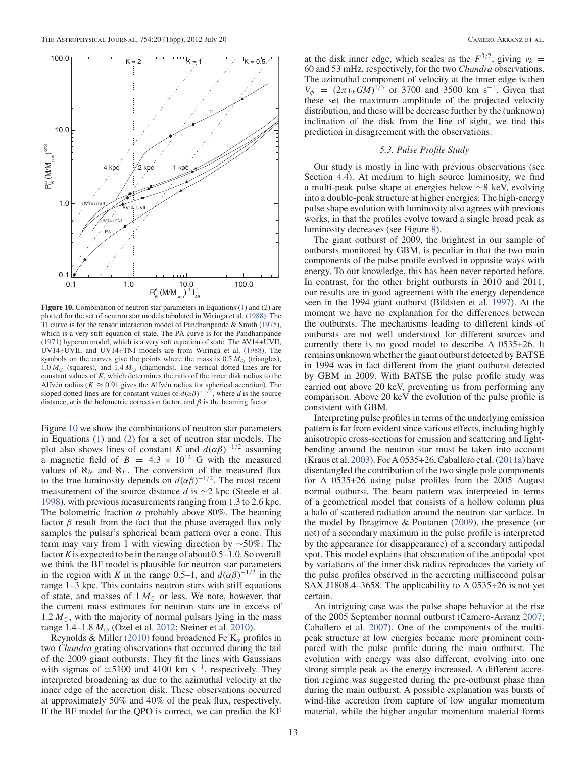**Figure 10.** Combination of neutron star parameters in Equations (1) and (2) are plotted for the set of neutron star models tabulated in Wiringa et al. (1988). The TI curve is for the tensor interaction model of Pandharipande & Smith (1975), which is a very stiff equation of state. The PA curve is for the Pandharipande (1971) hyperon model, which is a very soft equation of state. The AV14+UVII, UV14+UVII, and UV14+TNI models are from Wiringa et al. (1988). The symbols on the curves give the points where the mass is 0.5 $M_\odot$ (triangles), 1.0 $M_\odot$ (squares), and 1.4 $M_\odot$ (diamonds). The vertical dotted lines are for constant values of $K$, which determines the ratio of the inner disk radius to the Alfvén radius ($K \approx 0.91$ gives the Alfvén radius for spherical accretion). The sloped dotted lines are for constant values of $d(\alpha\beta)^{-1/2}$, where $d$ is the source distance, $\alpha$ is the bolometric correction factor, and $\beta$ is the beaming factor.

Figure 10 we show the combinations of neutron star parameters in Equations (1) and (2) for a set of neutron star models. The plot also shows lines of constant $K$ and $d(\alpha\beta)^{-1/2}$ assuming a magnetic field of $B = 4.3 \times 10^{12}$ G with the measured values of $\aleph_N$ and $\aleph_F$. The conversion of the measured flux to the true luminosity depends on $d(\alpha\beta)^{-1/2}$. The most recent measurement of the source distance $d$ is ~2 kpc (Steele et al. 1998), with previous measurements ranging from 1.3 to 2.6 kpc. The bolometric fraction $\alpha$ probably above 80%. The beaming factor $\beta$ result from the fact that the phase averaged flux only samples the pulsar's spherical beam pattern over a cone. This term may vary from 1 with viewing direction by ~50%. The factor $K$ is expected to be in the range of about 0.5–1.0. So overall we think the BF model is plausible for neutron star parameters in the region with $K$ in the range 0.5–1, and $d(\alpha\beta)^{-1/2}$ in the range 1–3 kpc. This contains neutron stars with stiff equations of state, and masses of 1 $M_\odot$ or less. We note, however, that the current mass estimates for neutron stars are in excess of 1.2 $M_\odot$, with the majority of normal pulsars lying in the mass range 1.4–1.8 $M_\odot$ (Ozel et al. 2012; Steiner et al. 2010).

Reynolds & Miller (2010) found broadened Fe $K_\alpha$ profiles in two *Chandra* grating observations that occurred during the tail of the 2009 giant outbursts. They fit the lines with Gaussians with sigmas of $\simeq$5100 and 4100 km s$^{-1}$, respectively. They interpreted broadening as due to the azimuthal velocity at the inner edge of the accretion disk. These observations occurred at approximately 50% and 40% of the peak flux, respectively. If the BF model for the QPO is correct, we can predict the KF at the disk inner edge, which scales as the $F^{3/7}$, giving $\nu_k$ = 60 and 53 mHz, respectively, for the two *Chandra* observations. The azimuthal component of velocity at the inner edge is then $V_\phi = (2\pi\nu_k GM)^{1/3}$ or 3700 and 3500 km s$^{-1}$. Given that these set the maximum amplitude of the projected velocity distribution, and these will be decrease further by the (unknown) inclination of the disk from the line of sight, we find this prediction in disagreement with the observations.

### 5.3. Pulse Profile Study

Our study is mostly in line with previous observations (see Section 4.4). At medium to high source luminosity, we find a multi-peak pulse shape at energies below ~8 keV, evolving into a double-peak structure at higher energies. The high-energy pulse shape evolution with luminosity also agrees with previous works, in that the profiles evolve toward a single broad peak as luminosity decreases (see Figure 8).

The giant outburst of 2009, the brightest in our sample of outbursts monitored by GBM, is peculiar in that the two main components of the pulse profile evolved in opposite ways with energy. To our knowledge, this has been never reported before. In contrast, for the other bright outbursts in 2010 and 2011, our results are in good agreement with the energy dependence seen in the 1994 giant outburst (Bildsten et al. 1997). At the moment we have no explanation for the differences between the outbursts. The mechanisms leading to different kinds of outbursts are not well understood for different sources and currently there is no good model to describe A 0535+26. It remains unknown whether the giant outburst detected by BATSE in 1994 was in fact different from the giant outburst detected by GBM in 2009. With BATSE the pulse profile study was carried out above 20 keV, preventing us from performing any comparison. Above 20 keV the evolution of the pulse profile is consistent with GBM.

Interpreting pulse profiles in terms of the underlying emission pattern is far from evident since various effects, including highly anisotropic cross-sections for emission and scattering and light-bending around the neutron star must be taken into account (Kraus et al. 2003). For A 0535+26, Caballero et al. (2011a) have disentangled the contribution of the two single pole components for A 0535+26 using pulse profiles from the 2005 August normal outburst. The beam pattern was interpreted in terms of a geometrical model that consists of a hollow column plus a halo of scattered radiation around the neutron star surface. In the model by Ibragimov & Poutanen (2009), the presence (or not) of a secondary maximum in the pulse profile is interpreted by the appearance (or disappearance) of a secondary antipodal spot. This model explains that obscuration of the antipodal spot by variations of the inner disk radius reproduces the variety of the pulse profiles observed in the accreting millisecond pulsar SAX J1808.4–3658. The applicability to A 0535+26 is not yet certain.

An intriguing case was the pulse shape behavior at the rise of the 2005 September normal outburst (Camero-Arranz 2007; Caballero et al. 2007). One of the components of the multi-peak structure at low energies became more prominent compared with the pulse profile during the main outburst. The evolution with energy was also different, evolving into one strong simple peak as the energy increased. A different accretion regime was suggested during the pre-outburst phase than during the main outburst. A possible explanation was bursts of wind-like accretion from capture of low angular momentum material, while the higher angular momentum material forms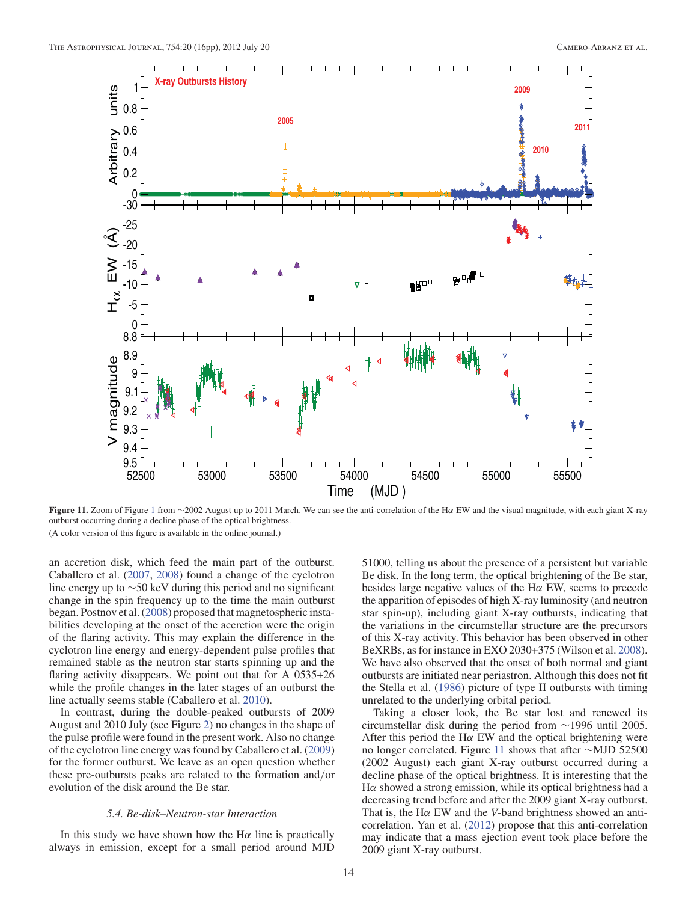**Figure 11.** Zoom of Figure 1 from ~2002 August up to 2011 March. We can see the anti-correlation of the Hα EW and the visual magnitude, with each giant X-ray outburst occurring during a decline phase of the optical brightness.

(A color version of this figure is available in the online journal.)

an accretion disk, which feed the main part of the outburst. Caballero et al. (2007, 2008) found a change of the cyclotron line energy up to ~50 keV during this period and no significant change in the spin frequency up to the time the main outburst began. Postnov et al. (2008) proposed that magnetospheric instabilities developing at the onset of the accretion were the origin of the flaring activity. This may explain the difference in the cyclotron line energy and energy-dependent pulse profiles that remained stable as the neutron star starts spinning up and the flaring activity disappears. We point out that for A 0535+26 while the profile changes in the later stages of an outburst the line actually seems stable (Caballero et al. 2010).

In contrast, during the double-peaked outbursts of 2009 August and 2010 July (see Figure 2) no changes in the shape of the pulse profile were found in the present work. Also no change of the cyclotron line energy was found by Caballero et al. (2009) for the former outburst. We leave as an open question whether these pre-outbursts peaks are related to the formation and/or evolution of the disk around the Be star.

### 5.4. Be-disk–Neutron-star Interaction

In this study we have shown how the Hα line is practically always in emission, except for a small period around MJD 51000, telling us about the presence of a persistent but variable Be disk. In the long term, the optical brightening of the Be star, besides large negative values of the Hα EW, seems to precede the apparition of episodes of high X-ray luminosity (and neutron star spin-up), including giant X-ray outbursts, indicating that the variations in the circumstellar structure are the precursors of this X-ray activity. This behavior has been observed in other BeXRBs, as for instance in EXO 2030+375 (Wilson et al. 2008). We have also observed that the onset of both normal and giant outbursts are initiated near periastron. Although this does not fit the Stella et al. (1986) picture of type II outbursts with timing unrelated to the underlying orbital period.

Taking a closer look, the Be star lost and renewed its circumstellar disk during the period from ~1996 until 2005. After this period the Hα EW and the optical brightening were no longer correlated. Figure 11 shows that after ~MJD 52500 (2002 August) each giant X-ray outburst occurred during a decline phase of the optical brightness. It is interesting that the Hα showed a strong emission, while its optical brightness had a decreasing trend before and after the 2009 giant X-ray outburst. That is, the Hα EW and the *V*-band brightness showed an anti-correlation. Yan et al. (2012) propose that this anti-correlation may indicate that a mass ejection event took place before the 2009 giant X-ray outburst.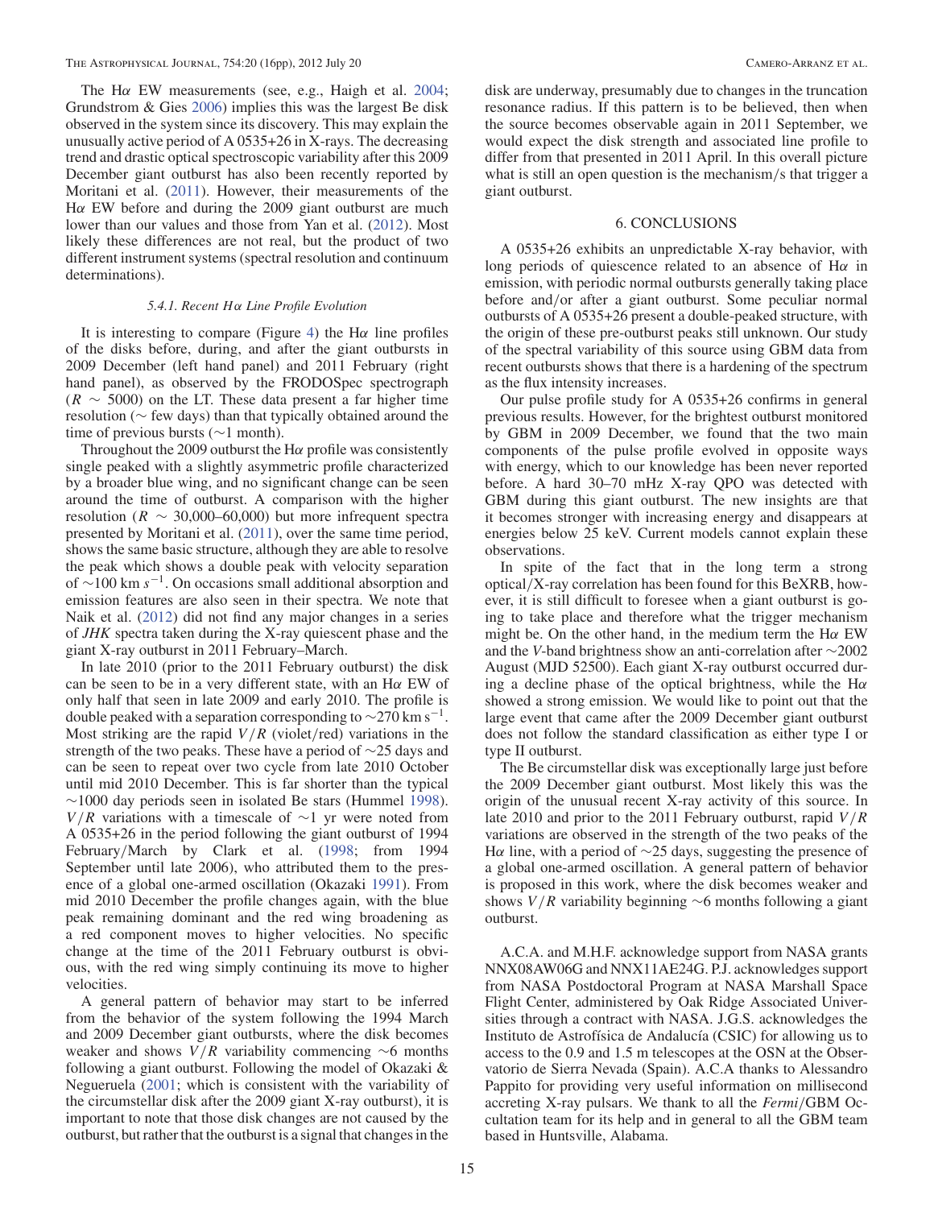The Hα EW measurements (see, e.g., Haigh et al. 2004; Grundstrom & Gies 2006) implies this was the largest Be disk observed in the system since its discovery. This may explain the unusually active period of A 0535+26 in X-rays. The decreasing trend and drastic optical spectroscopic variability after this 2009 December giant outburst has also been recently reported by Moritani et al. (2011). However, their measurements of the Hα EW before and during the 2009 giant outburst are much lower than our values and those from Yan et al. (2012). Most likely these differences are not real, but the product of two different instrument systems (spectral resolution and continuum determinations).

#### 5.4.1. Recent Hα Line Profile Evolution

It is interesting to compare (Figure 4) the Hα line profiles of the disks before, during, and after the giant outbursts in 2009 December (left hand panel) and 2011 February (right hand panel), as observed by the FRODOSpec spectrograph ($R \sim 5000$) on the LT. These data present a far higher time resolution (∼ few days) than that typically obtained around the time of previous bursts (∼1 month).

Throughout the 2009 outburst the Hα profile was consistently single peaked with a slightly asymmetric profile characterized by a broader blue wing, and no significant change can be seen around the time of outburst. A comparison with the higher resolution ($R \sim 30{,}000$–$60{,}000$) but more infrequent spectra presented by Moritani et al. (2011), over the same time period, shows the same basic structure, although they are able to resolve the peak which shows a double peak with velocity separation of ∼100 km $s^{-1}$. On occasions small additional absorption and emission features are also seen in their spectra. We note that Naik et al. (2012) did not find any major changes in a series of *JHK* spectra taken during the X-ray quiescent phase and the giant X-ray outburst in 2011 February–March.

In late 2010 (prior to the 2011 February outburst) the disk can be seen to be in a very different state, with an Hα EW of only half that seen in late 2009 and early 2010. The profile is double peaked with a separation corresponding to ∼270 km $\mathrm{s}^{-1}$. Most striking are the rapid $V/R$ (violet/red) variations in the strength of the two peaks. These have a period of ∼25 days and can be seen to repeat over two cycle from late 2010 October until mid 2010 December. This is far shorter than the typical ∼1000 day periods seen in isolated Be stars (Hummel 1998). $V/R$ variations with a timescale of ∼1 yr were noted from A 0535+26 in the period following the giant outburst of 1994 February/March by Clark et al. (1998; from 1994 September until late 2006), who attributed them to the presence of a global one-armed oscillation (Okazaki 1991). From mid 2010 December the profile changes again, with the blue peak remaining dominant and the red wing broadening as a red component moves to higher velocities. No specific change at the time of the 2011 February outburst is obvious, with the red wing simply continuing its move to higher velocities.

A general pattern of behavior may start to be inferred from the behavior of the system following the 1994 March and 2009 December giant outbursts, where the disk becomes weaker and shows $V/R$ variability commencing ∼6 months following a giant outburst. Following the model of Okazaki & Negueruela (2001; which is consistent with the variability of the circumstellar disk after the 2009 giant X-ray outburst), it is important to note that those disk changes are not caused by the outburst, but rather that the outburst is a signal that changes in the disk are underway, presumably due to changes in the truncation resonance radius. If this pattern is to be believed, then when the source becomes observable again in 2011 September, we would expect the disk strength and associated line profile to differ from that presented in 2011 April. In this overall picture what is still an open question is the mechanism/s that trigger a giant outburst.

## 6. CONCLUSIONS

A 0535+26 exhibits an unpredictable X-ray behavior, with long periods of quiescence related to an absence of Hα in emission, with periodic normal outbursts generally taking place before and/or after a giant outburst. Some peculiar normal outbursts of A 0535+26 present a double-peaked structure, with the origin of these pre-outburst peaks still unknown. Our study of the spectral variability of this source using GBM data from recent outbursts shows that there is a hardening of the spectrum as the flux intensity increases.

Our pulse profile study for A 0535+26 confirms in general previous results. However, for the brightest outburst monitored by GBM in 2009 December, we found that the two main components of the pulse profile evolved in opposite ways with energy, which to our knowledge has been never reported before. A hard 30–70 mHz X-ray QPO was detected with GBM during this giant outburst. The new insights are that it becomes stronger with increasing energy and disappears at energies below 25 keV. Current models cannot explain these observations.

In spite of the fact that in the long term a strong optical/X-ray correlation has been found for this BeXRB, however, it is still difficult to foresee when a giant outburst is going to take place and therefore what the trigger mechanism might be. On the other hand, in the medium term the Hα EW and the *V*-band brightness show an anti-correlation after ∼2002 August (MJD 52500). Each giant X-ray outburst occurred during a decline phase of the optical brightness, while the Hα showed a strong emission. We would like to point out that the large event that came after the 2009 December giant outburst does not follow the standard classification as either type I or type II outburst.

The Be circumstellar disk was exceptionally large just before the 2009 December giant outburst. Most likely this was the origin of the unusual recent X-ray activity of this source. In late 2010 and prior to the 2011 February outburst, rapid $V/R$ variations are observed in the strength of the two peaks of the Hα line, with a period of ∼25 days, suggesting the presence of a global one-armed oscillation. A general pattern of behavior is proposed in this work, where the disk becomes weaker and shows $V/R$ variability beginning ∼6 months following a giant outburst.

A.C.A. and M.H.F. acknowledge support from NASA grants NNX08AW06G and NNX11AE24G. P.J. acknowledges support from NASA Postdoctoral Program at NASA Marshall Space Flight Center, administered by Oak Ridge Associated Universities through a contract with NASA. J.G.S. acknowledges the Instituto de Astrofísica de Andalucía (CSIC) for allowing us to access to the 0.9 and 1.5 m telescopes at the OSN at the Observatorio de Sierra Nevada (Spain). A.C.A thanks to Alessandro Pappito for providing very useful information on millisecond accreting X-ray pulsars. We thank to all the *Fermi*/GBM Occultation team for its help and in general to all the GBM team based in Huntsville, Alabama.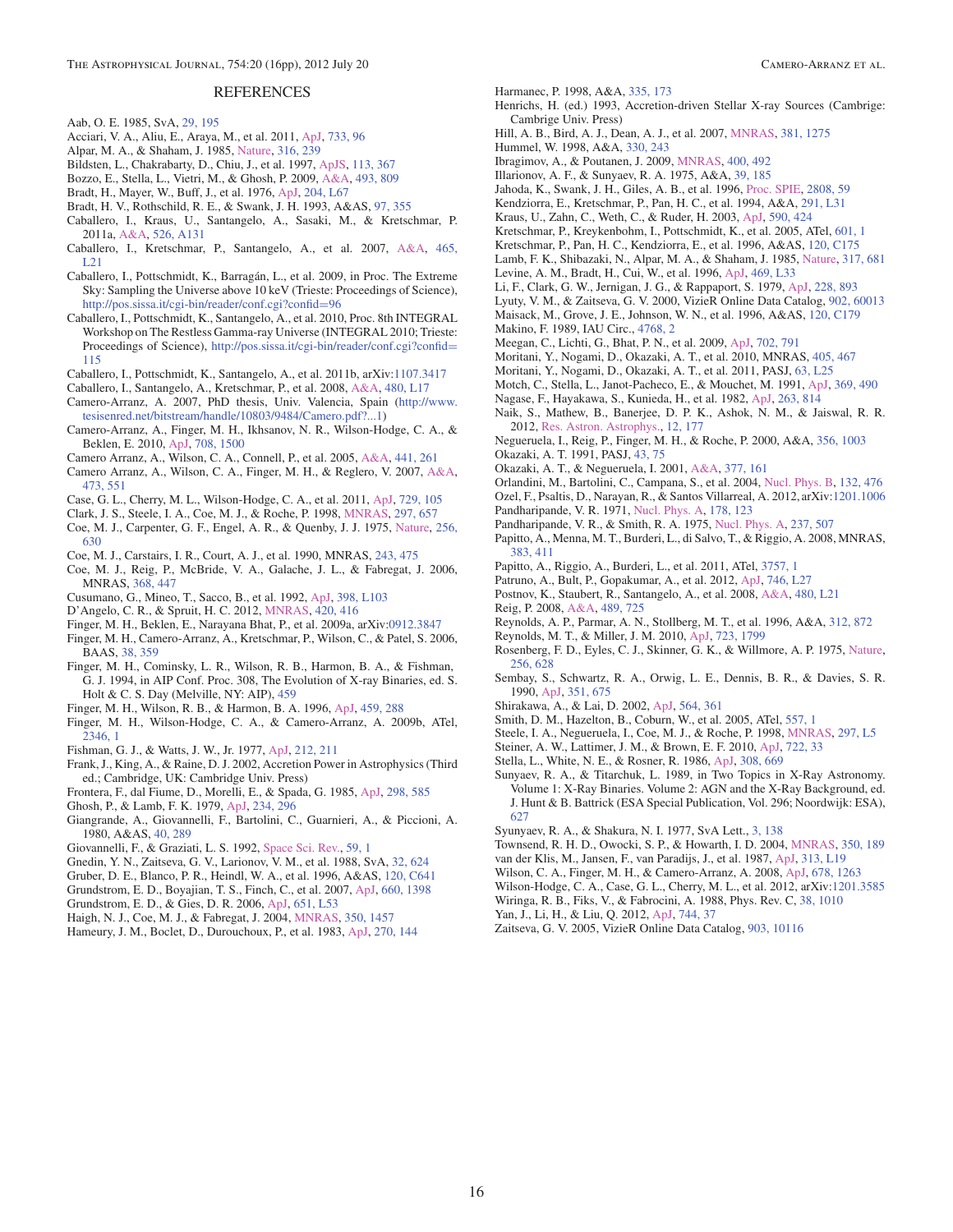## REFERENCES

Aab, O. E. 1985, SvA, 29, 195
Acciari, V. A., Aliu, E., Araya, M., et al. 2011, ApJ, 733, 96
Alpar, M. A., & Shaham, J. 1985, Nature, 316, 239
Bildsten, L., Chakrabarty, D., Chiu, J., et al. 1997, ApJS, 113, 367
Bozzo, E., Stella, L., Vietri, M., & Ghosh, P. 2009, A&A, 493, 809
Bradt, H., Mayer, W., Buff, J., et al. 1976, ApJ, 204, L67
Bradt, H. V., Rothschild, R. E., & Swank, J. H. 1993, A&AS, 97, 355
Caballero, I., Kraus, U., Santangelo, A., Sasaki, M., & Kretschmar, P. 2011a, A&A, 526, A131
Caballero, I., Kretschmar, P., Santangelo, A., et al. 2007, A&A, 465, L21
Caballero, I., Pottschmidt, K., Barragán, L., et al. 2009, in Proc. The Extreme Sky: Sampling the Universe above 10 keV (Trieste: Proceedings of Science), http://pos.sissa.it/cgi-bin/reader/conf.cgi?confid=96
Caballero, I., Pottschmidt, K., Santangelo, A., et al. 2010, Proc. 8th INTEGRAL Workshop on The Restless Gamma-ray Universe (INTEGRAL 2010; Trieste: Proceedings of Science), http://pos.sissa.it/cgi-bin/reader/conf.cgi?confid=115
Caballero, I., Pottschmidt, K., Santangelo, A., et al. 2011b, arXiv:1107.3417
Caballero, I., Santangelo, A., Kretschmar, P., et al. 2008, A&A, 480, L17
Camero-Arranz, A. 2007, PhD thesis, Univ. Valencia, Spain (http://www.tesisenred.net/bitstream/handle/10803/9484/Camero.pdf?...1)
Camero-Arranz, A., Finger, M. H., Ikhsanov, N. R., Wilson-Hodge, C. A., & Beklen, E. 2010, ApJ, 708, 1500
Camero Arranz, A., Wilson, C. A., Connell, P., et al. 2005, A&A, 441, 261
Camero Arranz, A., Wilson, C. A., Finger, M. H., & Reglero, V. 2007, A&A, 473, 551
Case, G. L., Cherry, M. L., Wilson-Hodge, C. A., et al. 2011, ApJ, 729, 105
Clark, J. S., Steele, I. A., Coe, M. J., & Roche, P. 1998, MNRAS, 297, 657
Coe, M. J., Carpenter, G. F., Engel, A. R., & Quenby, J. J. 1975, Nature, 256, 630
Coe, M. J., Carstairs, I. R., Court, A. J., et al. 1990, MNRAS, 243, 475
Coe, M. J., Reig, P., McBride, V. A., Galache, J. L., & Fabregat, J. 2006, MNRAS, 368, 447
Cusumano, G., Mineo, T., Sacco, B., et al. 1992, ApJ, 398, L103
D'Angelo, C. R., & Spruit, H. C. 2012, MNRAS, 420, 416
Finger, M. H., Beklen, E., Narayana Bhat, P., et al. 2009a, arXiv:0912.3847
Finger, M. H., Camero-Arranz, A., Kretschmar, P., Wilson, C., & Patel, S. 2006, BAAS, 38, 359
Finger, M. H., Cominsky, L. R., Wilson, R. B., Harmon, B. A., & Fishman, G. J. 1994, in AIP Conf. Proc. 308, The Evolution of X-ray Binaries, ed. S. Holt & C. S. Day (Melville, NY: AIP), 459
Finger, M. H., Wilson, R. B., & Harmon, B. A. 1996, ApJ, 459, 288
Finger, M. H., Wilson-Hodge, C. A., & Camero-Arranz, A. 2009b, ATel, 2346, 1
Fishman, G. J., & Watts, J. W., Jr. 1977, ApJ, 212, 211
Frank, J., King, A., & Raine, D. J. 2002, Accretion Power in Astrophysics (Third ed.; Cambridge, UK: Cambridge Univ. Press)
Frontera, F., dal Fiume, D., Morelli, E., & Spada, G. 1985, ApJ, 298, 585
Ghosh, P., & Lamb, F. K. 1979, ApJ, 234, 296
Giangrande, A., Giovannelli, F., Bartolini, C., Guarnieri, A., & Piccioni, A. 1980, A&AS, 40, 289
Giovannelli, F., & Graziati, L. S. 1992, Space Sci. Rev., 59, 1
Gnedin, Y. N., Zaitseva, G. V., Larionov, V. M., et al. 1988, SvA, 32, 624
Gruber, D. E., Blanco, P. R., Heindl, W. A., et al. 1996, A&AS, 120, C641
Grundstrom, E. D., Boyajian, T. S., Finch, C., et al. 2007, ApJ, 660, 1398
Grundstrom, E. D., & Gies, D. R. 2006, ApJ, 651, L53
Haigh, N. J., Coe, M. J., & Fabregat, J. 2004, MNRAS, 350, 1457
Hameury, J. M., Boclet, D., Durouchoux, P., et al. 1983, ApJ, 270, 144
Harmanec, P. 1998, A&A, 335, 173
Henrichs, H. (ed.) 1993, Accretion-driven Stellar X-ray Sources (Cambrige: Cambrige Univ. Press)
Hill, A. B., Bird, A. J., Dean, A. J., et al. 2007, MNRAS, 381, 1275
Hummel, W. 1998, A&A, 330, 243
Ibragimov, A., & Poutanen, J. 2009, MNRAS, 400, 492
Illarionov, A. F., & Sunyaev, R. A. 1975, A&A, 39, 185
Jahoda, K., Swank, J. H., Giles, A. B., et al. 1996, Proc. SPIE, 2808, 59
Kendziorra, E., Kretschmar, P., Pan, H. C., et al. 1994, A&A, 291, L31
Kraus, U., Zahn, C., Weth, C., & Ruder, H. 2003, ApJ, 590, 424
Kretschmar, P., Kreykenbohm, I., Pottschmidt, K., et al. 2005, ATel, 601, 1
Kretschmar, P., Pan, H. C., Kendziorra, E., et al. 1996, A&AS, 120, C175
Lamb, F. K., Shibazaki, N., Alpar, M. A., & Shaham, J. 1985, Nature, 317, 681
Levine, A. M., Bradt, H., Cui, W., et al. 1996, ApJ, 469, L33
Li, F., Clark, G. W., Jernigan, J. G., & Rappaport, S. 1979, ApJ, 228, 893
Lyuty, V. M., & Zaitseva, G. V. 2000, VizieR Online Data Catalog, 902, 60013
Maisack, M., Grove, J. E., Johnson, W. N., et al. 1996, A&AS, 120, C179
Makino, F. 1989, IAU Circ., 4768, 2
Meegan, C., Lichti, G., Bhat, P. N., et al. 2009, ApJ, 702, 791
Moritani, Y., Nogami, D., Okazaki, A. T., et al. 2010, MNRAS, 405, 467
Moritani, Y., Nogami, D., Okazaki, A. T., et al. 2011, PASJ, 63, L25
Motch, C., Stella, L., Janot-Pacheco, E., & Mouchet, M. 1991, ApJ, 369, 490
Nagase, F., Hayakawa, S., Kunieda, H., et al. 1982, ApJ, 263, 814
Naik, S., Mathew, B., Banerjee, D. P. K., Ashok, N. M., & Jaiswal, R. R. 2012, Res. Astron. Astrophys., 12, 177
Negueruela, I., Reig, P., Finger, M. H., & Roche, P. 2000, A&A, 356, 1003
Okazaki, A. T. 1991, PASJ, 43, 75
Okazaki, A. T., & Negueruela, I. 2001, A&A, 377, 161
Orlandini, M., Bartolini, C., Campana, S., et al. 2004, Nucl. Phys. B, 132, 476
Ozel, F., Psaltis, D., Narayan, R., & Santos Villarreal, A. 2012, arXiv:1201.1006
Pandharipande, V. R. 1971, Nucl. Phys. A, 178, 123
Pandharipande, V. R., & Smith, R. A. 1975, Nucl. Phys. A, 237, 507
Papitto, A., Menna, M. T., Burderi, L., di Salvo, T., & Riggio, A. 2008, MNRAS, 383, 411
Papitto, A., Riggio, A., Burderi, L., et al. 2011, ATel, 3757, 1
Patruno, A., Bult, P., Gopakumar, A., et al. 2012, ApJ, 746, L27
Postnov, K., Staubert, R., Santangelo, A., et al. 2008, A&A, 480, L21
Reig, P. 2008, A&A, 489, 725
Reynolds, A. P., Parmar, A. N., Stollberg, M. T., et al. 1996, A&A, 312, 872
Reynolds, M. T., & Miller, J. M. 2010, ApJ, 723, 1799
Rosenberg, F. D., Eyles, C. J., Skinner, G. K., & Willmore, A. P. 1975, Nature, 256, 628
Sembay, S., Schwartz, R. A., Orwig, L. E., Dennis, B. R., & Davies, S. R. 1990, ApJ, 351, 675
Shirakawa, A., & Lai, D. 2002, ApJ, 564, 361
Smith, D. M., Hazelton, B., Coburn, W., et al. 2005, ATel, 557, 1
Steele, I. A., Negueruela, I., Coe, M. J., & Roche, P. 1998, MNRAS, 297, L5
Steiner, A. W., Lattimer, J. M., & Brown, E. F. 2010, ApJ, 722, 33
Stella, L., White, N. E., & Rosner, R. 1986, ApJ, 308, 669
Sunyaev, R. A., & Titarchuk, L. 1989, in Two Topics in X-Ray Astronomy. Volume 1: X-Ray Binaries. Volume 2: AGN and the X-Ray Background, ed. J. Hunt & B. Battrick (ESA Special Publication, Vol. 296; Noordwijk: ESA), 627
Syunyaev, R. A., & Shakura, N. I. 1977, SvA Lett., 3, 138
Townsend, R. H. D., Owocki, S. P., & Howarth, I. D. 2004, MNRAS, 350, 189
van der Klis, M., Jansen, F., van Paradijs, J., et al. 1987, ApJ, 313, L19
Wilson, C. A., Finger, M. H., & Camero-Arranz, A. 2008, ApJ, 678, 1263
Wilson-Hodge, C. A., Case, G. L., Cherry, M. L., et al. 2012, arXiv:1201.3585
Wiringa, R. B., Fiks, V., & Fabrocini, A. 1988, Phys. Rev. C, 38, 1010
Yan, J., Li, H., & Liu, Q. 2012, ApJ, 744, 37
Zaitseva, G. V. 2005, VizieR Online Data Catalog, 903, 10116